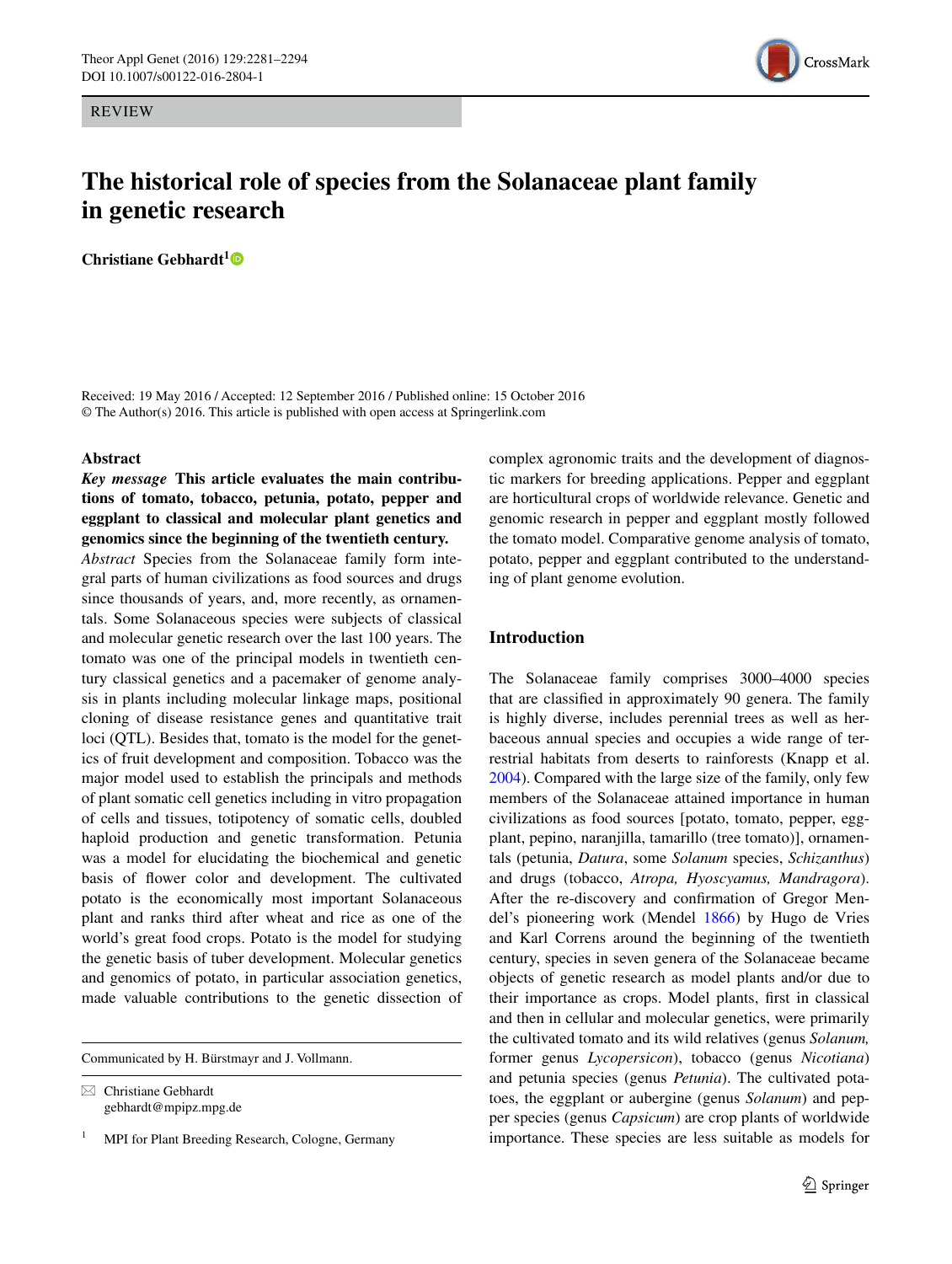REVIEW

# The historical role of species from the Solanaceae plant family in genetic research

**Christiane Gebhardt**[1]

Received: 19 May 2016 / Accepted: 12 September 2016 / Published online: 15 October 2016
© The Author(s) 2016. This article is published with open access at Springerlink.com

## Abstract

***Key message*** **This article evaluates the main contributions of tomato, tobacco, petunia, potato, pepper and eggplant to classical and molecular plant genetics and genomics since the beginning of the twentieth century.**

*Abstract* Species from the Solanaceae family form integral parts of human civilizations as food sources and drugs since thousands of years, and, more recently, as ornamentals. Some Solanaceous species were subjects of classical and molecular genetic research over the last 100 years. The tomato was one of the principal models in twentieth century classical genetics and a pacemaker of genome analysis in plants including molecular linkage maps, positional cloning of disease resistance genes and quantitative trait loci (QTL). Besides that, tomato is the model for the genetics of fruit development and composition. Tobacco was the major model used to establish the principals and methods of plant somatic cell genetics including in vitro propagation of cells and tissues, totipotency of somatic cells, doubled haploid production and genetic transformation. Petunia was a model for elucidating the biochemical and genetic basis of flower color and development. The cultivated potato is the economically most important Solanaceous plant and ranks third after wheat and rice as one of the world's great food crops. Potato is the model for studying the genetic basis of tuber development. Molecular genetics and genomics of potato, in particular association genetics, made valuable contributions to the genetic dissection of complex agronomic traits and the development of diagnostic markers for breeding applications. Pepper and eggplant are horticultural crops of worldwide relevance. Genetic and genomic research in pepper and eggplant mostly followed the tomato model. Comparative genome analysis of tomato, potato, pepper and eggplant contributed to the understanding of plant genome evolution.

Communicated by H. Bürstmayr and J. Vollmann.

✉ Christiane Gebhardt
gebhardt@mpipz.mpg.de

[1] MPI for Plant Breeding Research, Cologne, Germany

## Introduction

The Solanaceae family comprises 3000–4000 species that are classified in approximately 90 genera. The family is highly diverse, includes perennial trees as well as herbaceous annual species and occupies a wide range of terrestrial habitats from deserts to rainforests (Knapp et al. 2004). Compared with the large size of the family, only few members of the Solanaceae attained importance in human civilizations as food sources [potato, tomato, pepper, eggplant, pepino, naranjilla, tamarillo (tree tomato)], ornamentals (petunia, *Datura*, some *Solanum* species, *Schizanthus*) and drugs (tobacco, *Atropa, Hyoscyamus, Mandragora*). After the re-discovery and confirmation of Gregor Mendel's pioneering work (Mendel 1866) by Hugo de Vries and Karl Correns around the beginning of the twentieth century, species in seven genera of the Solanaceae became objects of genetic research as model plants and/or due to their importance as crops. Model plants, first in classical and then in cellular and molecular genetics, were primarily the cultivated tomato and its wild relatives (genus *Solanum,* former genus *Lycopersicon*), tobacco (genus *Nicotiana*) and petunia species (genus *Petunia*). The cultivated potatoes, the eggplant or aubergine (genus *Solanum*) and pepper species (genus *Capsicum*) are crop plants of worldwide importance. These species are less suitable as models for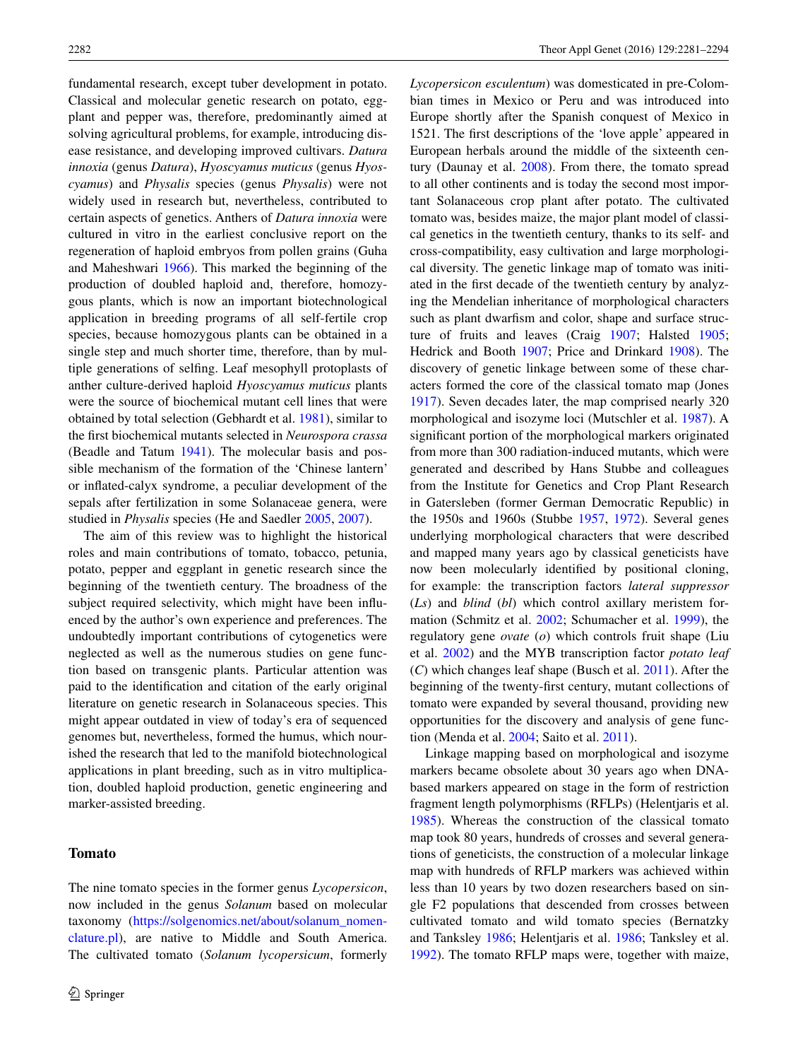fundamental research, except tuber development in potato. Classical and molecular genetic research on potato, eggplant and pepper was, therefore, predominantly aimed at solving agricultural problems, for example, introducing disease resistance, and developing improved cultivars. *Datura innoxia* (genus *Datura*), *Hyoscyamus muticus* (genus *Hyoscyamus*) and *Physalis* species (genus *Physalis*) were not widely used in research but, nevertheless, contributed to certain aspects of genetics. Anthers of *Datura innoxia* were cultured in vitro in the earliest conclusive report on the regeneration of haploid embryos from pollen grains (Guha and Maheshwari 1966). This marked the beginning of the production of doubled haploid and, therefore, homozygous plants, which is now an important biotechnological application in breeding programs of all self-fertile crop species, because homozygous plants can be obtained in a single step and much shorter time, therefore, than by multiple generations of selfing. Leaf mesophyll protoplasts of anther culture-derived haploid *Hyoscyamus muticus* plants were the source of biochemical mutant cell lines that were obtained by total selection (Gebhardt et al. 1981), similar to the first biochemical mutants selected in *Neurospora crassa* (Beadle and Tatum 1941). The molecular basis and possible mechanism of the formation of the 'Chinese lantern' or inflated-calyx syndrome, a peculiar development of the sepals after fertilization in some Solanaceae genera, were studied in *Physalis* species (He and Saedler 2005, 2007).

The aim of this review was to highlight the historical roles and main contributions of tomato, tobacco, petunia, potato, pepper and eggplant in genetic research since the beginning of the twentieth century. The broadness of the subject required selectivity, which might have been influenced by the author's own experience and preferences. The undoubtedly important contributions of cytogenetics were neglected as well as the numerous studies on gene function based on transgenic plants. Particular attention was paid to the identification and citation of the early original literature on genetic research in Solanaceous species. This might appear outdated in view of today's era of sequenced genomes but, nevertheless, formed the humus, which nourished the research that led to the manifold biotechnological applications in plant breeding, such as in vitro multiplication, doubled haploid production, genetic engineering and marker-assisted breeding.

## Tomato

The nine tomato species in the former genus *Lycopersicon*, now included in the genus *Solanum* based on molecular taxonomy (https://solgenomics.net/about/solanum_nomenclature.pl), are native to Middle and South America. The cultivated tomato (*Solanum lycopersicum*, formerly *Lycopersicon esculentum*) was domesticated in pre-Colombian times in Mexico or Peru and was introduced into Europe shortly after the Spanish conquest of Mexico in 1521. The first descriptions of the 'love apple' appeared in European herbals around the middle of the sixteenth century (Daunay et al. 2008). From there, the tomato spread to all other continents and is today the second most important Solanaceous crop plant after potato. The cultivated tomato was, besides maize, the major plant model of classical genetics in the twentieth century, thanks to its self- and cross-compatibility, easy cultivation and large morphological diversity. The genetic linkage map of tomato was initiated in the first decade of the twentieth century by analyzing the Mendelian inheritance of morphological characters such as plant dwarfism and color, shape and surface structure of fruits and leaves (Craig 1907; Halsted 1905; Hedrick and Booth 1907; Price and Drinkard 1908). The discovery of genetic linkage between some of these characters formed the core of the classical tomato map (Jones 1917). Seven decades later, the map comprised nearly 320 morphological and isozyme loci (Mutschler et al. 1987). A significant portion of the morphological markers originated from more than 300 radiation-induced mutants, which were generated and described by Hans Stubbe and colleagues from the Institute for Genetics and Crop Plant Research in Gatersleben (former German Democratic Republic) in the 1950s and 1960s (Stubbe 1957, 1972). Several genes underlying morphological characters that were described and mapped many years ago by classical geneticists have now been molecularly identified by positional cloning, for example: the transcription factors *lateral suppressor* (*Ls*) and *blind* (*bl*) which control axillary meristem formation (Schmitz et al. 2002; Schumacher et al. 1999), the regulatory gene *ovate* (*o*) which controls fruit shape (Liu et al. 2002) and the MYB transcription factor *potato leaf* (*C*) which changes leaf shape (Busch et al. 2011). After the beginning of the twenty-first century, mutant collections of tomato were expanded by several thousand, providing new opportunities for the discovery and analysis of gene function (Menda et al. 2004; Saito et al. 2011).

Linkage mapping based on morphological and isozyme markers became obsolete about 30 years ago when DNA-based markers appeared on stage in the form of restriction fragment length polymorphisms (RFLPs) (Helentjaris et al. 1985). Whereas the construction of the classical tomato map took 80 years, hundreds of crosses and several generations of geneticists, the construction of a molecular linkage map with hundreds of RFLP markers was achieved within less than 10 years by two dozen researchers based on single F2 populations that descended from crosses between cultivated tomato and wild tomato species (Bernatzky and Tanksley 1986; Helentjaris et al. 1986; Tanksley et al. 1992). The tomato RFLP maps were, together with maize,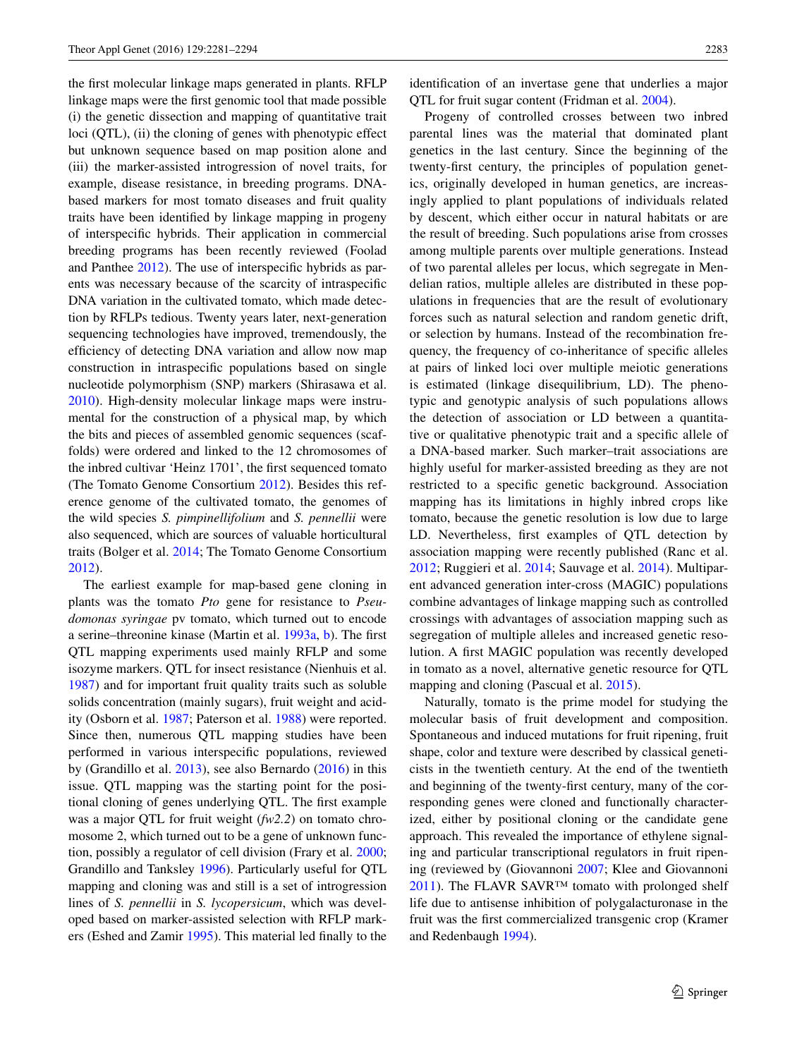the first molecular linkage maps generated in plants. RFLP linkage maps were the first genomic tool that made possible (i) the genetic dissection and mapping of quantitative trait loci (QTL), (ii) the cloning of genes with phenotypic effect but unknown sequence based on map position alone and (iii) the marker-assisted introgression of novel traits, for example, disease resistance, in breeding programs. DNA-based markers for most tomato diseases and fruit quality traits have been identified by linkage mapping in progeny of interspecific hybrids. Their application in commercial breeding programs has been recently reviewed (Foolad and Panthee 2012). The use of interspecific hybrids as parents was necessary because of the scarcity of intraspecific DNA variation in the cultivated tomato, which made detection by RFLPs tedious. Twenty years later, next-generation sequencing technologies have improved, tremendously, the efficiency of detecting DNA variation and allow now map construction in intraspecific populations based on single nucleotide polymorphism (SNP) markers (Shirasawa et al. 2010). High-density molecular linkage maps were instrumental for the construction of a physical map, by which the bits and pieces of assembled genomic sequences (scaffolds) were ordered and linked to the 12 chromosomes of the inbred cultivar 'Heinz 1701', the first sequenced tomato (The Tomato Genome Consortium 2012). Besides this reference genome of the cultivated tomato, the genomes of the wild species *S. pimpinellifolium* and *S. pennellii* were also sequenced, which are sources of valuable horticultural traits (Bolger et al. 2014; The Tomato Genome Consortium 2012).

The earliest example for map-based gene cloning in plants was the tomato *Pto* gene for resistance to *Pseudomonas syringae* pv tomato, which turned out to encode a serine–threonine kinase (Martin et al. 1993a, b). The first QTL mapping experiments used mainly RFLP and some isozyme markers. QTL for insect resistance (Nienhuis et al. 1987) and for important fruit quality traits such as soluble solids concentration (mainly sugars), fruit weight and acidity (Osborn et al. 1987; Paterson et al. 1988) were reported. Since then, numerous QTL mapping studies have been performed in various interspecific populations, reviewed by (Grandillo et al. 2013), see also Bernardo (2016) in this issue. QTL mapping was the starting point for the positional cloning of genes underlying QTL. The first example was a major QTL for fruit weight (*fw2.2*) on tomato chromosome 2, which turned out to be a gene of unknown function, possibly a regulator of cell division (Frary et al. 2000; Grandillo and Tanksley 1996). Particularly useful for QTL mapping and cloning was and still is a set of introgression lines of *S. pennellii* in *S. lycopersicum*, which was developed based on marker-assisted selection with RFLP markers (Eshed and Zamir 1995). This material led finally to the identification of an invertase gene that underlies a major QTL for fruit sugar content (Fridman et al. 2004).

Progeny of controlled crosses between two inbred parental lines was the material that dominated plant genetics in the last century. Since the beginning of the twenty-first century, the principles of population genetics, originally developed in human genetics, are increasingly applied to plant populations of individuals related by descent, which either occur in natural habitats or are the result of breeding. Such populations arise from crosses among multiple parents over multiple generations. Instead of two parental alleles per locus, which segregate in Mendelian ratios, multiple alleles are distributed in these populations in frequencies that are the result of evolutionary forces such as natural selection and random genetic drift, or selection by humans. Instead of the recombination frequency, the frequency of co-inheritance of specific alleles at pairs of linked loci over multiple meiotic generations is estimated (linkage disequilibrium, LD). The phenotypic and genotypic analysis of such populations allows the detection of association or LD between a quantitative or qualitative phenotypic trait and a specific allele of a DNA-based marker. Such marker–trait associations are highly useful for marker-assisted breeding as they are not restricted to a specific genetic background. Association mapping has its limitations in highly inbred crops like tomato, because the genetic resolution is low due to large LD. Nevertheless, first examples of QTL detection by association mapping were recently published (Ranc et al. 2012; Ruggieri et al. 2014; Sauvage et al. 2014). Multiparent advanced generation inter-cross (MAGIC) populations combine advantages of linkage mapping such as controlled crossings with advantages of association mapping such as segregation of multiple alleles and increased genetic resolution. A first MAGIC population was recently developed in tomato as a novel, alternative genetic resource for QTL mapping and cloning (Pascual et al. 2015).

Naturally, tomato is the prime model for studying the molecular basis of fruit development and composition. Spontaneous and induced mutations for fruit ripening, fruit shape, color and texture were described by classical geneticists in the twentieth century. At the end of the twentieth and beginning of the twenty-first century, many of the corresponding genes were cloned and functionally characterized, either by positional cloning or the candidate gene approach. This revealed the importance of ethylene signaling and particular transcriptional regulators in fruit ripening (reviewed by (Giovannoni 2007; Klee and Giovannoni 2011). The FLAVR SAVR™ tomato with prolonged shelf life due to antisense inhibition of polygalacturonase in the fruit was the first commercialized transgenic crop (Kramer and Redenbaugh 1994).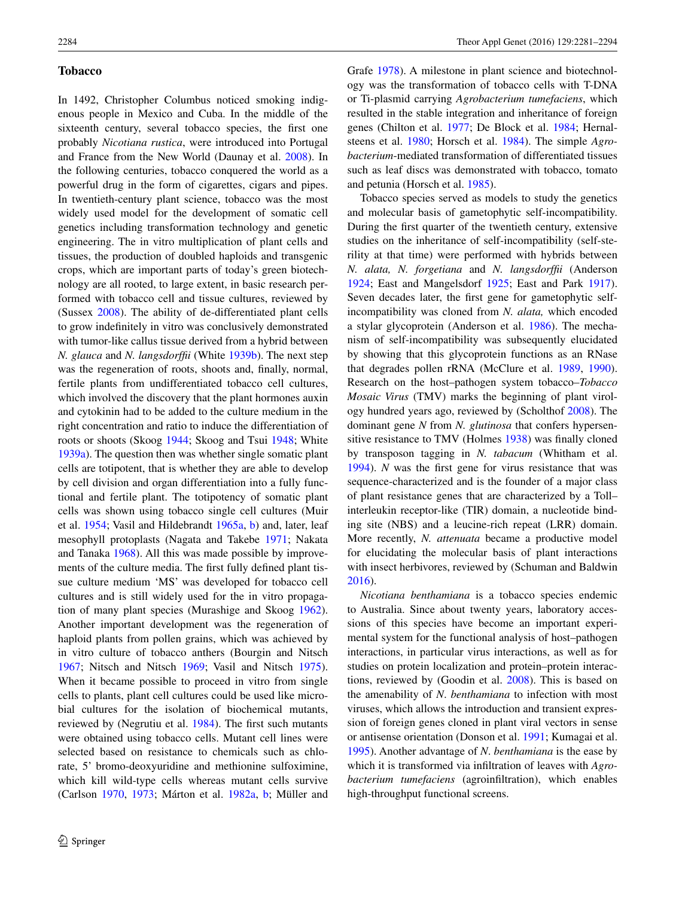## Tobacco

In 1492, Christopher Columbus noticed smoking indigenous people in Mexico and Cuba. In the middle of the sixteenth century, several tobacco species, the first one probably *Nicotiana rustica*, were introduced into Portugal and France from the New World (Daunay et al. 2008). In the following centuries, tobacco conquered the world as a powerful drug in the form of cigarettes, cigars and pipes. In twentieth-century plant science, tobacco was the most widely used model for the development of somatic cell genetics including transformation technology and genetic engineering. The in vitro multiplication of plant cells and tissues, the production of doubled haploids and transgenic crops, which are important parts of today's green biotechnology are all rooted, to large extent, in basic research performed with tobacco cell and tissue cultures, reviewed by (Sussex 2008). The ability of de-differentiated plant cells to grow indefinitely in vitro was conclusively demonstrated with tumor-like callus tissue derived from a hybrid between *N. glauca* and *N. langsdorffii* (White 1939b). The next step was the regeneration of roots, shoots and, finally, normal, fertile plants from undifferentiated tobacco cell cultures, which involved the discovery that the plant hormones auxin and cytokinin had to be added to the culture medium in the right concentration and ratio to induce the differentiation of roots or shoots (Skoog 1944; Skoog and Tsui 1948; White 1939a). The question then was whether single somatic plant cells are totipotent, that is whether they are able to develop by cell division and organ differentiation into a fully functional and fertile plant. The totipotency of somatic plant cells was shown using tobacco single cell cultures (Muir et al. 1954; Vasil and Hildebrandt 1965a, b) and, later, leaf mesophyll protoplasts (Nagata and Takebe 1971; Nakata and Tanaka 1968). All this was made possible by improvements of the culture media. The first fully defined plant tissue culture medium 'MS' was developed for tobacco cell cultures and is still widely used for the in vitro propagation of many plant species (Murashige and Skoog 1962). Another important development was the regeneration of haploid plants from pollen grains, which was achieved by in vitro culture of tobacco anthers (Bourgin and Nitsch 1967; Nitsch and Nitsch 1969; Vasil and Nitsch 1975). When it became possible to proceed in vitro from single cells to plants, plant cell cultures could be used like microbial cultures for the isolation of biochemical mutants, reviewed by (Negrutiu et al. 1984). The first such mutants were obtained using tobacco cells. Mutant cell lines were selected based on resistance to chemicals such as chlorate, 5′ bromo-deoxyuridine and methionine sulfoximine, which kill wild-type cells whereas mutant cells survive (Carlson 1970, 1973; Márton et al. 1982a, b; Müller and Grafe 1978). A milestone in plant science and biotechnology was the transformation of tobacco cells with T-DNA or Ti-plasmid carrying *Agrobacterium tumefaciens*, which resulted in the stable integration and inheritance of foreign genes (Chilton et al. 1977; De Block et al. 1984; Hernalsteens et al. 1980; Horsch et al. 1984). The simple *Agrobacterium*-mediated transformation of differentiated tissues such as leaf discs was demonstrated with tobacco, tomato and petunia (Horsch et al. 1985).

Tobacco species served as models to study the genetics and molecular basis of gametophytic self-incompatibility. During the first quarter of the twentieth century, extensive studies on the inheritance of self-incompatibility (self-sterility at that time) were performed with hybrids between *N. alata, N. forgetiana* and *N. langsdorffii* (Anderson 1924; East and Mangelsdorf 1925; East and Park 1917). Seven decades later, the first gene for gametophytic self-incompatibility was cloned from *N. alata,* which encoded a stylar glycoprotein (Anderson et al. 1986). The mechanism of self-incompatibility was subsequently elucidated by showing that this glycoprotein functions as an RNase that degrades pollen rRNA (McClure et al. 1989, 1990). Research on the host–pathogen system tobacco–*Tobacco Mosaic Virus* (TMV) marks the beginning of plant virology hundred years ago, reviewed by (Scholthof 2008). The dominant gene *N* from *N. glutinosa* that confers hypersensitive resistance to TMV (Holmes 1938) was finally cloned by transposon tagging in *N. tabacum* (Whitham et al. 1994). *N* was the first gene for virus resistance that was sequence-characterized and is the founder of a major class of plant resistance genes that are characterized by a Toll–interleukin receptor-like (TIR) domain, a nucleotide binding site (NBS) and a leucine-rich repeat (LRR) domain. More recently, *N. attenuata* became a productive model for elucidating the molecular basis of plant interactions with insect herbivores, reviewed by (Schuman and Baldwin 2016).

*Nicotiana benthamiana* is a tobacco species endemic to Australia. Since about twenty years, laboratory accessions of this species have become an important experimental system for the functional analysis of host–pathogen interactions, in particular virus interactions, as well as for studies on protein localization and protein–protein interactions, reviewed by (Goodin et al. 2008). This is based on the amenability of *N. benthamiana* to infection with most viruses, which allows the introduction and transient expression of foreign genes cloned in plant viral vectors in sense or antisense orientation (Donson et al. 1991; Kumagai et al. 1995). Another advantage of *N. benthamiana* is the ease by which it is transformed via infiltration of leaves with *Agrobacterium tumefaciens* (agroinfiltration), which enables high-throughput functional screens.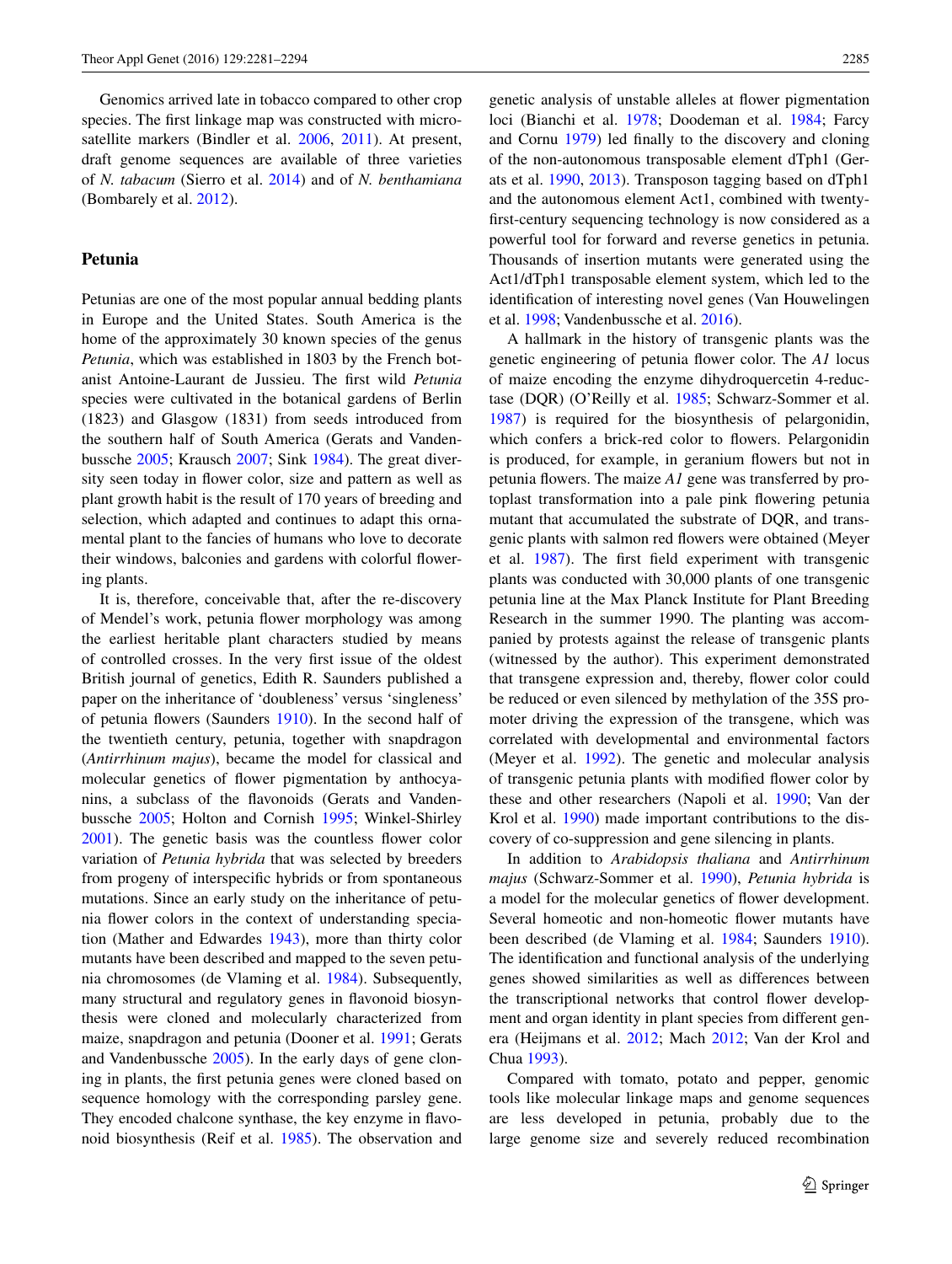Genomics arrived late in tobacco compared to other crop species. The first linkage map was constructed with microsatellite markers (Bindler et al. 2006, 2011). At present, draft genome sequences are available of three varieties of *N. tabacum* (Sierro et al. 2014) and of *N. benthamiana* (Bombarely et al. 2012).

## Petunia

Petunias are one of the most popular annual bedding plants in Europe and the United States. South America is the home of the approximately 30 known species of the genus *Petunia*, which was established in 1803 by the French botanist Antoine-Laurant de Jussieu. The first wild *Petunia* species were cultivated in the botanical gardens of Berlin (1823) and Glasgow (1831) from seeds introduced from the southern half of South America (Gerats and Vandenbussche 2005; Krausch 2007; Sink 1984). The great diversity seen today in flower color, size and pattern as well as plant growth habit is the result of 170 years of breeding and selection, which adapted and continues to adapt this ornamental plant to the fancies of humans who love to decorate their windows, balconies and gardens with colorful flowering plants.

It is, therefore, conceivable that, after the re-discovery of Mendel's work, petunia flower morphology was among the earliest heritable plant characters studied by means of controlled crosses. In the very first issue of the oldest British journal of genetics, Edith R. Saunders published a paper on the inheritance of 'doubleness' versus 'singleness' of petunia flowers (Saunders 1910). In the second half of the twentieth century, petunia, together with snapdragon (*Antirrhinum majus*), became the model for classical and molecular genetics of flower pigmentation by anthocyanins, a subclass of the flavonoids (Gerats and Vandenbussche 2005; Holton and Cornish 1995; Winkel-Shirley 2001). The genetic basis was the countless flower color variation of *Petunia hybrida* that was selected by breeders from progeny of interspecific hybrids or from spontaneous mutations. Since an early study on the inheritance of petunia flower colors in the context of understanding speciation (Mather and Edwardes 1943), more than thirty color mutants have been described and mapped to the seven petunia chromosomes (de Vlaming et al. 1984). Subsequently, many structural and regulatory genes in flavonoid biosynthesis were cloned and molecularly characterized from maize, snapdragon and petunia (Dooner et al. 1991; Gerats and Vandenbussche 2005). In the early days of gene cloning in plants, the first petunia genes were cloned based on sequence homology with the corresponding parsley gene. They encoded chalcone synthase, the key enzyme in flavonoid biosynthesis (Reif et al. 1985). The observation and genetic analysis of unstable alleles at flower pigmentation loci (Bianchi et al. 1978; Doodeman et al. 1984; Farcy and Cornu 1979) led finally to the discovery and cloning of the non-autonomous transposable element dTph1 (Gerats et al. 1990, 2013). Transposon tagging based on dTph1 and the autonomous element Act1, combined with twenty-first-century sequencing technology is now considered as a powerful tool for forward and reverse genetics in petunia. Thousands of insertion mutants were generated using the Act1/dTph1 transposable element system, which led to the identification of interesting novel genes (Van Houwelingen et al. 1998; Vandenbussche et al. 2016).

A hallmark in the history of transgenic plants was the genetic engineering of petunia flower color. The *A1* locus of maize encoding the enzyme dihydroquercetin 4-reductase (DQR) (O'Reilly et al. 1985; Schwarz-Sommer et al. 1987) is required for the biosynthesis of pelargonidin, which confers a brick-red color to flowers. Pelargonidin is produced, for example, in geranium flowers but not in petunia flowers. The maize *A1* gene was transferred by protoplast transformation into a pale pink flowering petunia mutant that accumulated the substrate of DQR, and transgenic plants with salmon red flowers were obtained (Meyer et al. 1987). The first field experiment with transgenic plants was conducted with 30,000 plants of one transgenic petunia line at the Max Planck Institute for Plant Breeding Research in the summer 1990. The planting was accompanied by protests against the release of transgenic plants (witnessed by the author). This experiment demonstrated that transgene expression and, thereby, flower color could be reduced or even silenced by methylation of the 35S promoter driving the expression of the transgene, which was correlated with developmental and environmental factors (Meyer et al. 1992). The genetic and molecular analysis of transgenic petunia plants with modified flower color by these and other researchers (Napoli et al. 1990; Van der Krol et al. 1990) made important contributions to the discovery of co-suppression and gene silencing in plants.

In addition to *Arabidopsis thaliana* and *Antirrhinum majus* (Schwarz-Sommer et al. 1990), *Petunia hybrida* is a model for the molecular genetics of flower development. Several homeotic and non-homeotic flower mutants have been described (de Vlaming et al. 1984; Saunders 1910). The identification and functional analysis of the underlying genes showed similarities as well as differences between the transcriptional networks that control flower development and organ identity in plant species from different genera (Heijmans et al. 2012; Mach 2012; Van der Krol and Chua 1993).

Compared with tomato, potato and pepper, genomic tools like molecular linkage maps and genome sequences are less developed in petunia, probably due to the large genome size and severely reduced recombination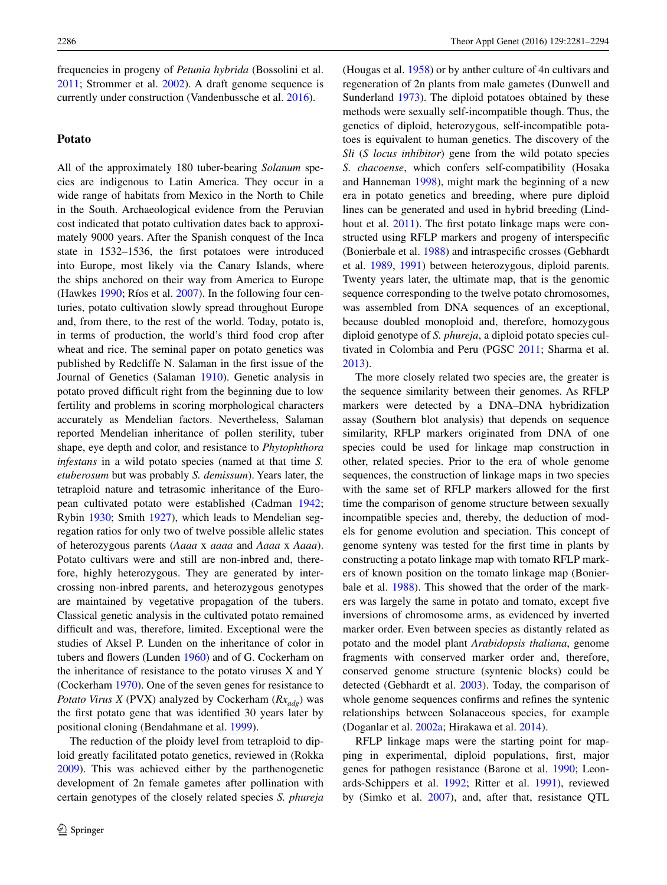frequencies in progeny of *Petunia hybrida* (Bossolini et al. 2011; Strommer et al. 2002). A draft genome sequence is currently under construction (Vandenbussche et al. 2016).

## Potato

All of the approximately 180 tuber-bearing *Solanum* species are indigenous to Latin America. They occur in a wide range of habitats from Mexico in the North to Chile in the South. Archaeological evidence from the Peruvian cost indicated that potato cultivation dates back to approximately 9000 years. After the Spanish conquest of the Inca state in 1532–1536, the first potatoes were introduced into Europe, most likely via the Canary Islands, where the ships anchored on their way from America to Europe (Hawkes 1990; Ríos et al. 2007). In the following four centuries, potato cultivation slowly spread throughout Europe and, from there, to the rest of the world. Today, potato is, in terms of production, the world's third food crop after wheat and rice. The seminal paper on potato genetics was published by Redcliffe N. Salaman in the first issue of the Journal of Genetics (Salaman 1910). Genetic analysis in potato proved difficult right from the beginning due to low fertility and problems in scoring morphological characters accurately as Mendelian factors. Nevertheless, Salaman reported Mendelian inheritance of pollen sterility, tuber shape, eye depth and color, and resistance to *Phytophthora infestans* in a wild potato species (named at that time *S. etuberosum* but was probably *S. demissum*). Years later, the tetraploid nature and tetrasomic inheritance of the European cultivated potato were established (Cadman 1942; Rybin 1930; Smith 1927), which leads to Mendelian segregation ratios for only two of twelve possible allelic states of heterozygous parents (*Aaaa* x *aaaa* and *Aaaa* x *Aaaa*). Potato cultivars were and still are non-inbred and, therefore, highly heterozygous. They are generated by intercrossing non-inbred parents, and heterozygous genotypes are maintained by vegetative propagation of the tubers. Classical genetic analysis in the cultivated potato remained difficult and was, therefore, limited. Exceptional were the studies of Aksel P. Lunden on the inheritance of color in tubers and flowers (Lunden 1960) and of G. Cockerham on the inheritance of resistance to the potato viruses X and Y (Cockerham 1970). One of the seven genes for resistance to *Potato Virus X* (PVX) analyzed by Cockerham ($Rx_{adg}$) was the first potato gene that was identified 30 years later by positional cloning (Bendahmane et al. 1999).

The reduction of the ploidy level from tetraploid to diploid greatly facilitated potato genetics, reviewed in (Rokka 2009). This was achieved either by the parthenogenetic development of 2n female gametes after pollination with certain genotypes of the closely related species *S. phureja* (Hougas et al. 1958) or by anther culture of 4n cultivars and regeneration of 2n plants from male gametes (Dunwell and Sunderland 1973). The diploid potatoes obtained by these methods were sexually self-incompatible though. Thus, the genetics of diploid, heterozygous, self-incompatible potatoes is equivalent to human genetics. The discovery of the *Sli* (*S locus inhibitor*) gene from the wild potato species *S. chacoense*, which confers self-compatibility (Hosaka and Hanneman 1998), might mark the beginning of a new era in potato genetics and breeding, where pure diploid lines can be generated and used in hybrid breeding (Lindhout et al. 2011). The first potato linkage maps were constructed using RFLP markers and progeny of interspecific (Bonierbale et al. 1988) and intraspecific crosses (Gebhardt et al. 1989, 1991) between heterozygous, diploid parents. Twenty years later, the ultimate map, that is the genomic sequence corresponding to the twelve potato chromosomes, was assembled from DNA sequences of an exceptional, because doubled monoploid and, therefore, homozygous diploid genotype of *S. phureja*, a diploid potato species cultivated in Colombia and Peru (PGSC 2011; Sharma et al. 2013).

The more closely related two species are, the greater is the sequence similarity between their genomes. As RFLP markers were detected by a DNA–DNA hybridization assay (Southern blot analysis) that depends on sequence similarity, RFLP markers originated from DNA of one species could be used for linkage map construction in other, related species. Prior to the era of whole genome sequences, the construction of linkage maps in two species with the same set of RFLP markers allowed for the first time the comparison of genome structure between sexually incompatible species and, thereby, the deduction of models for genome evolution and speciation. This concept of genome synteny was tested for the first time in plants by constructing a potato linkage map with tomato RFLP markers of known position on the tomato linkage map (Bonierbale et al. 1988). This showed that the order of the markers was largely the same in potato and tomato, except five inversions of chromosome arms, as evidenced by inverted marker order. Even between species as distantly related as potato and the model plant *Arabidopsis thaliana*, genome fragments with conserved marker order and, therefore, conserved genome structure (syntenic blocks) could be detected (Gebhardt et al. 2003). Today, the comparison of whole genome sequences confirms and refines the syntenic relationships between Solanaceous species, for example (Doganlar et al. 2002a; Hirakawa et al. 2014).

RFLP linkage maps were the starting point for mapping in experimental, diploid populations, first, major genes for pathogen resistance (Barone et al. 1990; Leonards-Schippers et al. 1992; Ritter et al. 1991), reviewed by (Simko et al. 2007), and, after that, resistance QTL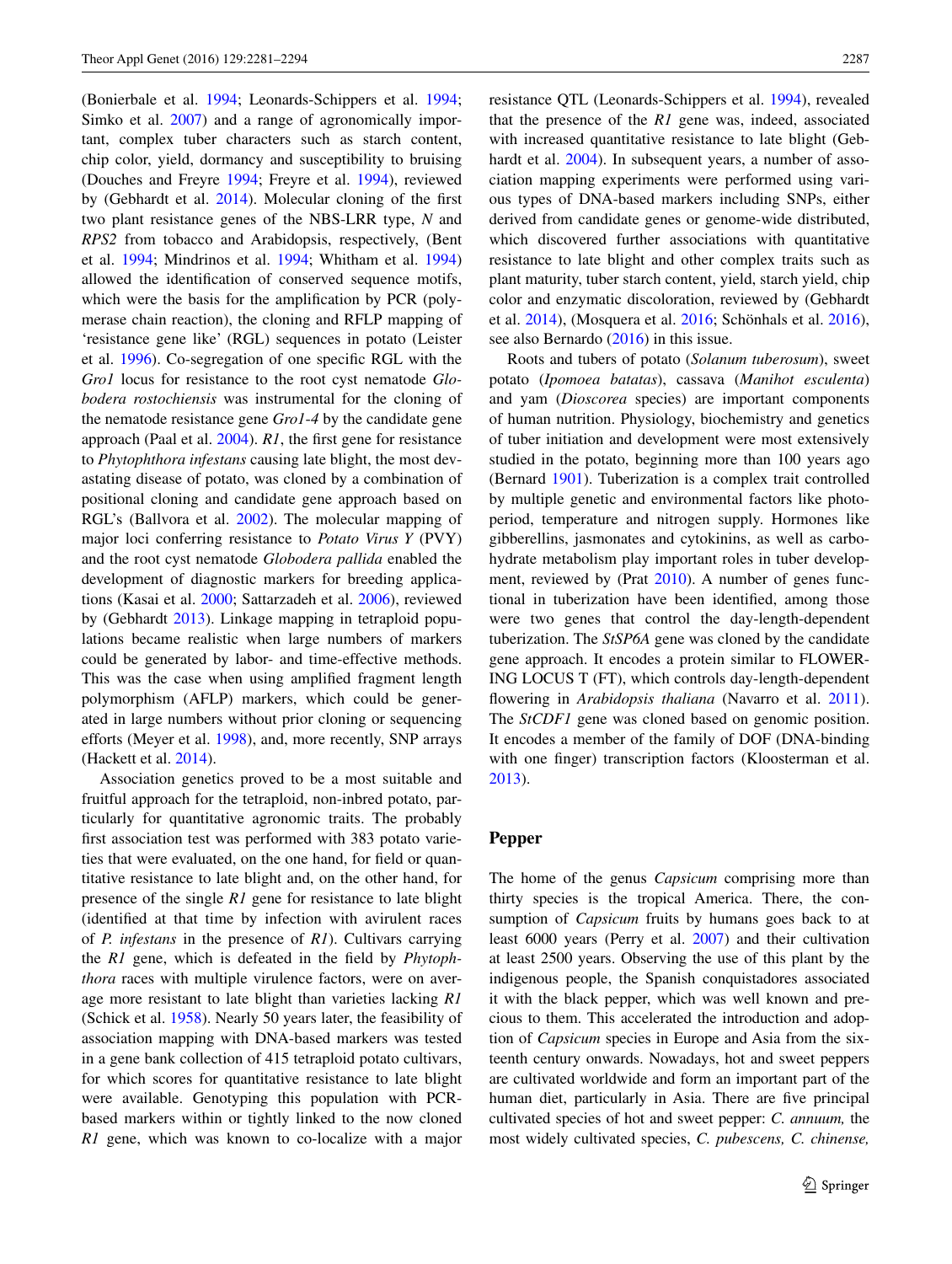(Bonierbale et al. 1994; Leonards-Schippers et al. 1994; Simko et al. 2007) and a range of agronomically important, complex tuber characters such as starch content, chip color, yield, dormancy and susceptibility to bruising (Douches and Freyre 1994; Freyre et al. 1994), reviewed by (Gebhardt et al. 2014). Molecular cloning of the first two plant resistance genes of the NBS-LRR type, *N* and *RPS2* from tobacco and Arabidopsis, respectively, (Bent et al. 1994; Mindrinos et al. 1994; Whitham et al. 1994) allowed the identification of conserved sequence motifs, which were the basis for the amplification by PCR (polymerase chain reaction), the cloning and RFLP mapping of 'resistance gene like' (RGL) sequences in potato (Leister et al. 1996). Co-segregation of one specific RGL with the *Gro1* locus for resistance to the root cyst nematode *Globodera rostochiensis* was instrumental for the cloning of the nematode resistance gene *Gro1-4* by the candidate gene approach (Paal et al. 2004). *R1*, the first gene for resistance to *Phytophthora infestans* causing late blight, the most devastating disease of potato, was cloned by a combination of positional cloning and candidate gene approach based on RGL's (Ballvora et al. 2002). The molecular mapping of major loci conferring resistance to *Potato Virus Y* (PVY) and the root cyst nematode *Globodera pallida* enabled the development of diagnostic markers for breeding applications (Kasai et al. 2000; Sattarzadeh et al. 2006), reviewed by (Gebhardt 2013). Linkage mapping in tetraploid populations became realistic when large numbers of markers could be generated by labor- and time-effective methods. This was the case when using amplified fragment length polymorphism (AFLP) markers, which could be generated in large numbers without prior cloning or sequencing efforts (Meyer et al. 1998), and, more recently, SNP arrays (Hackett et al. 2014).

Association genetics proved to be a most suitable and fruitful approach for the tetraploid, non-inbred potato, particularly for quantitative agronomic traits. The probably first association test was performed with 383 potato varieties that were evaluated, on the one hand, for field or quantitative resistance to late blight and, on the other hand, for presence of the single *R1* gene for resistance to late blight (identified at that time by infection with avirulent races of *P. infestans* in the presence of *R1*). Cultivars carrying the *R1* gene, which is defeated in the field by *Phytophthora* races with multiple virulence factors, were on average more resistant to late blight than varieties lacking *R1* (Schick et al. 1958). Nearly 50 years later, the feasibility of association mapping with DNA-based markers was tested in a gene bank collection of 415 tetraploid potato cultivars, for which scores for quantitative resistance to late blight were available. Genotyping this population with PCR-based markers within or tightly linked to the now cloned *R1* gene, which was known to co-localize with a major resistance QTL (Leonards-Schippers et al. 1994), revealed that the presence of the *R1* gene was, indeed, associated with increased quantitative resistance to late blight (Gebhardt et al. 2004). In subsequent years, a number of association mapping experiments were performed using various types of DNA-based markers including SNPs, either derived from candidate genes or genome-wide distributed, which discovered further associations with quantitative resistance to late blight and other complex traits such as plant maturity, tuber starch content, yield, starch yield, chip color and enzymatic discoloration, reviewed by (Gebhardt et al. 2014), (Mosquera et al. 2016; Schönhals et al. 2016), see also Bernardo (2016) in this issue.

Roots and tubers of potato (*Solanum tuberosum*), sweet potato (*Ipomoea batatas*), cassava (*Manihot esculenta*) and yam (*Dioscorea* species) are important components of human nutrition. Physiology, biochemistry and genetics of tuber initiation and development were most extensively studied in the potato, beginning more than 100 years ago (Bernard 1901). Tuberization is a complex trait controlled by multiple genetic and environmental factors like photoperiod, temperature and nitrogen supply. Hormones like gibberellins, jasmonates and cytokinins, as well as carbohydrate metabolism play important roles in tuber development, reviewed by (Prat 2010). A number of genes functional in tuberization have been identified, among those were two genes that control the day-length-dependent tuberization. The *StSP6A* gene was cloned by the candidate gene approach. It encodes a protein similar to FLOWERING LOCUS T (FT), which controls day-length-dependent flowering in *Arabidopsis thaliana* (Navarro et al. 2011). The *StCDF1* gene was cloned based on genomic position. It encodes a member of the family of DOF (DNA-binding with one finger) transcription factors (Kloosterman et al. 2013).

## Pepper

The home of the genus *Capsicum* comprising more than thirty species is the tropical America. There, the consumption of *Capsicum* fruits by humans goes back to at least 6000 years (Perry et al. 2007) and their cultivation at least 2500 years. Observing the use of this plant by the indigenous people, the Spanish conquistadores associated it with the black pepper, which was well known and precious to them. This accelerated the introduction and adoption of *Capsicum* species in Europe and Asia from the sixteenth century onwards. Nowadays, hot and sweet peppers are cultivated worldwide and form an important part of the human diet, particularly in Asia. There are five principal cultivated species of hot and sweet pepper: *C. annuum,* the most widely cultivated species, *C. pubescens, C. chinense,*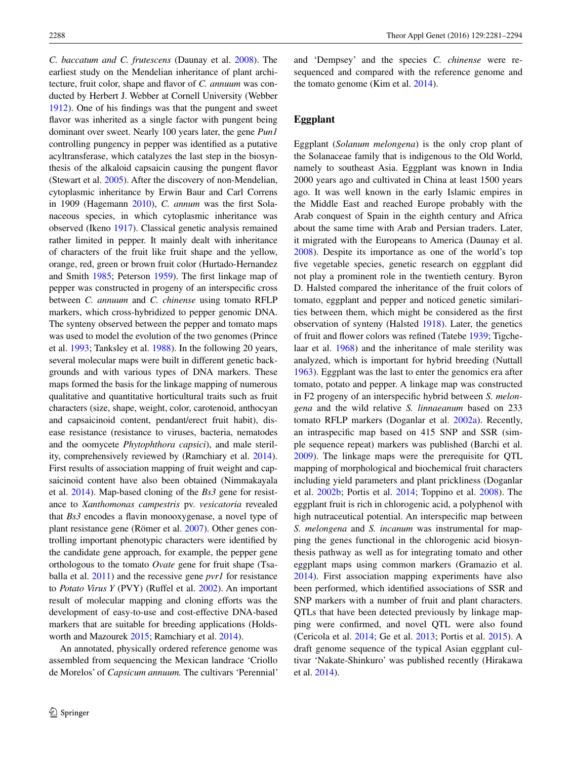*C. baccatum and C. frutescens* (Daunay et al. 2008). The earliest study on the Mendelian inheritance of plant architecture, fruit color, shape and flavor of *C. annuum* was conducted by Herbert J. Webber at Cornell University (Webber 1912). One of his findings was that the pungent and sweet flavor was inherited as a single factor with pungent being dominant over sweet. Nearly 100 years later, the gene *Pun1* controlling pungency in pepper was identified as a putative acyltransferase, which catalyzes the last step in the biosynthesis of the alkaloid capsaicin causing the pungent flavor (Stewart et al. 2005). After the discovery of non-Mendelian, cytoplasmic inheritance by Erwin Baur and Carl Correns in 1909 (Hagemann 2010), *C. annum* was the first Solanaceous species, in which cytoplasmic inheritance was observed (Ikeno 1917). Classical genetic analysis remained rather limited in pepper. It mainly dealt with inheritance of characters of the fruit like fruit shape and the yellow, orange, red, green or brown fruit color (Hurtado-Hernandez and Smith 1985; Peterson 1959). The first linkage map of pepper was constructed in progeny of an interspecific cross between *C. annuum* and *C. chinense* using tomato RFLP markers, which cross-hybridized to pepper genomic DNA. The synteny observed between the pepper and tomato maps was used to model the evolution of the two genomes (Prince et al. 1993; Tanksley et al. 1988). In the following 20 years, several molecular maps were built in different genetic backgrounds and with various types of DNA markers. These maps formed the basis for the linkage mapping of numerous qualitative and quantitative horticultural traits such as fruit characters (size, shape, weight, color, carotenoid, anthocyan and capsaicinoid content, pendant/erect fruit habit), disease resistance (resistance to viruses, bacteria, nematodes and the oomycete *Phytophthora capsici*), and male sterility, comprehensively reviewed by (Ramchiary et al. 2014). First results of association mapping of fruit weight and capsaicinoid content have also been obtained (Nimmakayala et al. 2014). Map-based cloning of the *Bs3* gene for resistance to *Xanthomonas campestris* pv. *vesicatoria* revealed that *Bs3* encodes a flavin monooxygenase, a novel type of plant resistance gene (Römer et al. 2007). Other genes controlling important phenotypic characters were identified by the candidate gene approach, for example, the pepper gene orthologous to the tomato *Ovate* gene for fruit shape (Tsaballa et al. 2011) and the recessive gene *pvr1* for resistance to *Potato Virus Y* (PVY) (Ruffel et al. 2002). An important result of molecular mapping and cloning efforts was the development of easy-to-use and cost-effective DNA-based markers that are suitable for breeding applications (Holdsworth and Mazourek 2015; Ramchiary et al. 2014).

An annotated, physically ordered reference genome was assembled from sequencing the Mexican landrace 'Criollo de Morelos' of *Capsicum annuum.* The cultivars 'Perennial' and 'Dempsey' and the species *C. chinense* were resequenced and compared with the reference genome and the tomato genome (Kim et al. 2014).

## Eggplant

Eggplant (*Solanum melongena*) is the only crop plant of the Solanaceae family that is indigenous to the Old World, namely to southeast Asia. Eggplant was known in India 2000 years ago and cultivated in China at least 1500 years ago. It was well known in the early Islamic empires in the Middle East and reached Europe probably with the Arab conquest of Spain in the eighth century and Africa about the same time with Arab and Persian traders. Later, it migrated with the Europeans to America (Daunay et al. 2008). Despite its importance as one of the world's top five vegetable species, genetic research on eggplant did not play a prominent role in the twentieth century. Byron D. Halsted compared the inheritance of the fruit colors of tomato, eggplant and pepper and noticed genetic similarities between them, which might be considered as the first observation of synteny (Halsted 1918). Later, the genetics of fruit and flower colors was refined (Tatebe 1939; Tigchelaar et al. 1968) and the inheritance of male sterility was analyzed, which is important for hybrid breeding (Nuttall 1963). Eggplant was the last to enter the genomics era after tomato, potato and pepper. A linkage map was constructed in F2 progeny of an interspecific hybrid between *S. melongena* and the wild relative *S. linnaeanum* based on 233 tomato RFLP markers (Doganlar et al. 2002a). Recently, an intraspecific map based on 415 SNP and SSR (simple sequence repeat) markers was published (Barchi et al. 2009). The linkage maps were the prerequisite for QTL mapping of morphological and biochemical fruit characters including yield parameters and plant prickliness (Doganlar et al. 2002b; Portis et al. 2014; Toppino et al. 2008). The eggplant fruit is rich in chlorogenic acid, a polyphenol with high nutraceutical potential. An interspecific map between *S. melongena* and *S. incanum* was instrumental for mapping the genes functional in the chlorogenic acid biosynthesis pathway as well as for integrating tomato and other eggplant maps using common markers (Gramazio et al. 2014). First association mapping experiments have also been performed, which identified associations of SSR and SNP markers with a number of fruit and plant characters. QTLs that have been detected previously by linkage mapping were confirmed, and novel QTL were also found (Cericola et al. 2014; Ge et al. 2013; Portis et al. 2015). A draft genome sequence of the typical Asian eggplant cultivar 'Nakate-Shinkuro' was published recently (Hirakawa et al. 2014).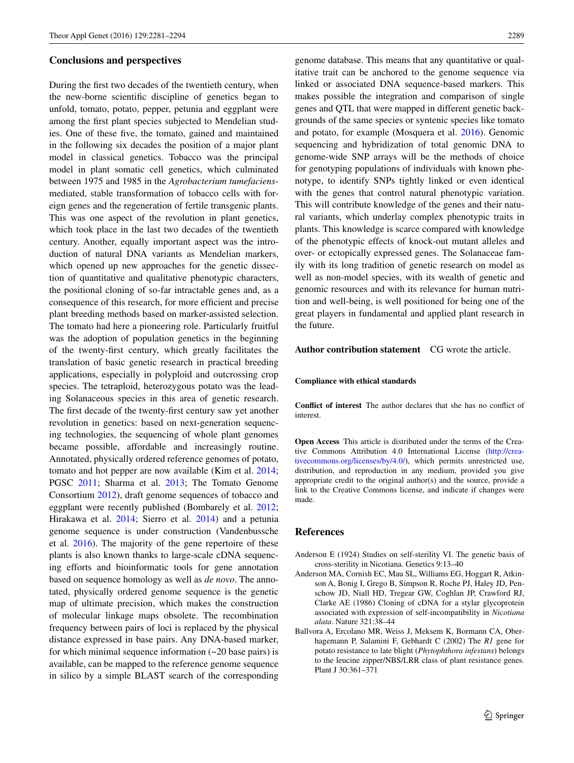## Conclusions and perspectives

During the first two decades of the twentieth century, when the new-borne scientific discipline of genetics began to unfold, tomato, potato, pepper, petunia and eggplant were among the first plant species subjected to Mendelian studies. One of these five, the tomato, gained and maintained in the following six decades the position of a major plant model in classical genetics. Tobacco was the principal model in plant somatic cell genetics, which culminated between 1975 and 1985 in the *Agrobacterium tumefaciens*-mediated, stable transformation of tobacco cells with foreign genes and the regeneration of fertile transgenic plants. This was one aspect of the revolution in plant genetics, which took place in the last two decades of the twentieth century. Another, equally important aspect was the introduction of natural DNA variants as Mendelian markers, which opened up new approaches for the genetic dissection of quantitative and qualitative phenotypic characters, the positional cloning of so-far intractable genes and, as a consequence of this research, for more efficient and precise plant breeding methods based on marker-assisted selection. The tomato had here a pioneering role. Particularly fruitful was the adoption of population genetics in the beginning of the twenty-first century, which greatly facilitates the translation of basic genetic research in practical breeding applications, especially in polyploid and outcrossing crop species. The tetraploid, heterozygous potato was the leading Solanaceous species in this area of genetic research. The first decade of the twenty-first century saw yet another revolution in genetics: based on next-generation sequencing technologies, the sequencing of whole plant genomes became possible, affordable and increasingly routine. Annotated, physically ordered reference genomes of potato, tomato and hot pepper are now available (Kim et al. 2014; PGSC 2011; Sharma et al. 2013; The Tomato Genome Consortium 2012), draft genome sequences of tobacco and eggplant were recently published (Bombarely et al. 2012; Hirakawa et al. 2014; Sierro et al. 2014) and a petunia genome sequence is under construction (Vandenbussche et al. 2016). The majority of the gene repertoire of these plants is also known thanks to large-scale cDNA sequencing efforts and bioinformatic tools for gene annotation based on sequence homology as well as *de novo*. The annotated, physically ordered genome sequence is the genetic map of ultimate precision, which makes the construction of molecular linkage maps obsolete. The recombination frequency between pairs of loci is replaced by the physical distance expressed in base pairs. Any DNA-based marker, for which minimal sequence information (~20 base pairs) is available, can be mapped to the reference genome sequence in silico by a simple BLAST search of the corresponding genome database. This means that any quantitative or qualitative trait can be anchored to the genome sequence via linked or associated DNA sequence-based markers. This makes possible the integration and comparison of single genes and QTL that were mapped in different genetic backgrounds of the same species or syntenic species like tomato and potato, for example (Mosquera et al. 2016). Genomic sequencing and hybridization of total genomic DNA to genome-wide SNP arrays will be the methods of choice for genotyping populations of individuals with known phenotype, to identify SNPs tightly linked or even identical with the genes that control natural phenotypic variation. This will contribute knowledge of the genes and their natural variants, which underlay complex phenotypic traits in plants. This knowledge is scarce compared with knowledge of the phenotypic effects of knock-out mutant alleles and over- or ectopically expressed genes. The Solanaceae family with its long tradition of genetic research on model as well as non-model species, with its wealth of genetic and genomic resources and with its relevance for human nutrition and well-being, is well positioned for being one of the great players in fundamental and applied plant research in the future.

**Author contribution statement** CG wrote the article.

#### Compliance with ethical standards

**Conflict of interest** The author declares that she has no conflict of interest.

**Open Access** This article is distributed under the terms of the Creative Commons Attribution 4.0 International License (http://creativecommons.org/licenses/by/4.0/), which permits unrestricted use, distribution, and reproduction in any medium, provided you give appropriate credit to the original author(s) and the source, provide a link to the Creative Commons license, and indicate if changes were made.

## References

Anderson E (1924) Studies on self-sterility VI. The genetic basis of cross-sterility in Nicotiana. Genetics 9:13–40

Anderson MA, Cornish EC, Mau SL, Williams EG, Hoggart R, Atkinson A, Bonig I, Grego B, Simpson R, Roche PJ, Haley JD, Penschow JD, Niall HD, Tregear GW, Coghlan JP, Crawford RJ, Clarke AE (1986) Cloning of cDNA for a stylar glycoprotein associated with expression of self-incompatibility in *Nicotiana alata*. Nature 321:38–44

Ballvora A, Ercolano MR, Weiss J, Meksem K, Bormann CA, Oberhagemann P, Salamini F, Gebhardt C (2002) The *R1* gene for potato resistance to late blight (*Phytophthora infestans*) belongs to the leucine zipper/NBS/LRR class of plant resistance genes. Plant J 30:361–371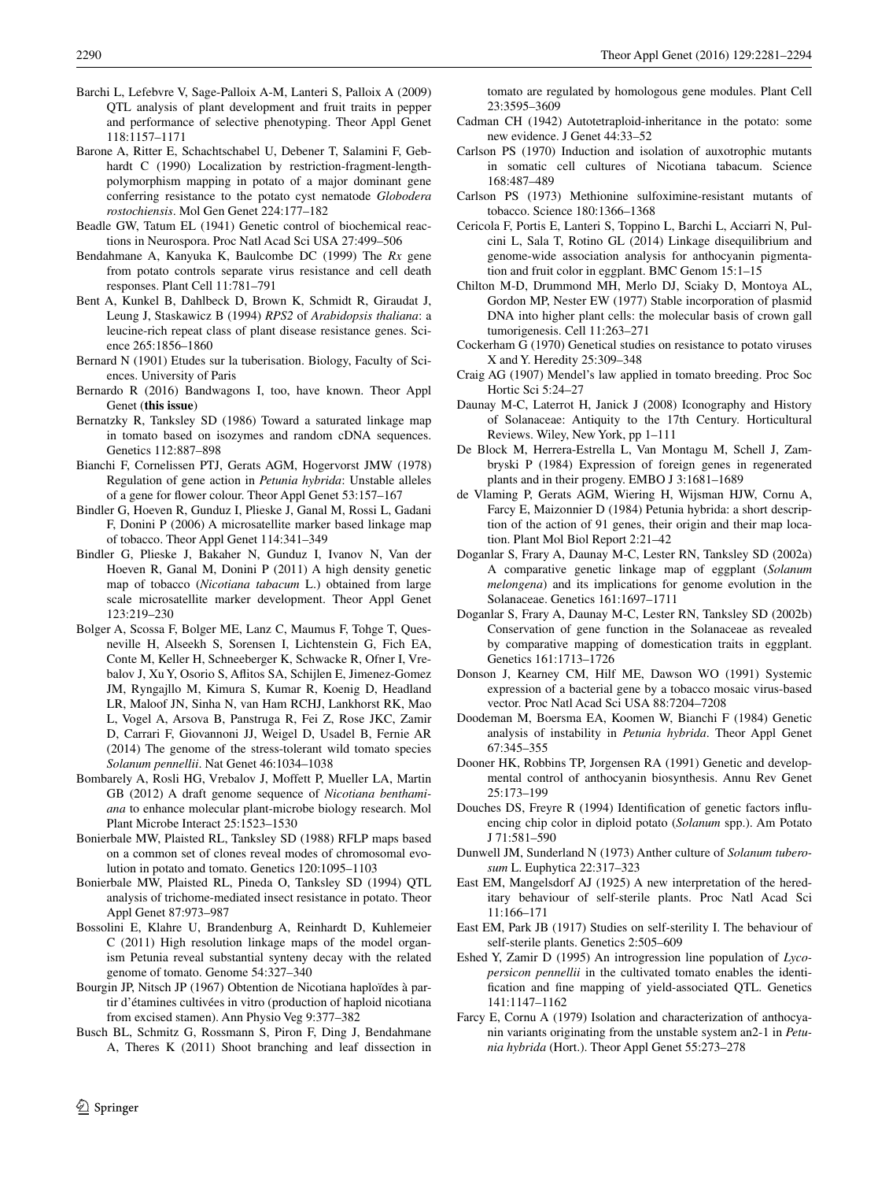Barchi L, Lefebvre V, Sage-Palloix A-M, Lanteri S, Palloix A (2009) QTL analysis of plant development and fruit traits in pepper and performance of selective phenotyping. Theor Appl Genet 118:1157–1171

Barone A, Ritter E, Schachtschabel U, Debener T, Salamini F, Gebhardt C (1990) Localization by restriction-fragment-length-polymorphism mapping in potato of a major dominant gene conferring resistance to the potato cyst nematode *Globodera rostochiensis*. Mol Gen Genet 224:177–182

Beadle GW, Tatum EL (1941) Genetic control of biochemical reactions in Neurospora. Proc Natl Acad Sci USA 27:499–506

Bendahmane A, Kanyuka K, Baulcombe DC (1999) The *Rx* gene from potato controls separate virus resistance and cell death responses. Plant Cell 11:781–791

Bent A, Kunkel B, Dahlbeck D, Brown K, Schmidt R, Giraudat J, Leung J, Staskawicz B (1994) *RPS2* of *Arabidopsis thaliana*: a leucine-rich repeat class of plant disease resistance genes. Science 265:1856–1860

Bernard N (1901) Etudes sur la tuberisation. Biology, Faculty of Sciences. University of Paris

Bernardo R (2016) Bandwagons I, too, have known. Theor Appl Genet (**this issue**)

Bernatzky R, Tanksley SD (1986) Toward a saturated linkage map in tomato based on isozymes and random cDNA sequences. Genetics 112:887–898

Bianchi F, Cornelissen PTJ, Gerats AGM, Hogervorst JMW (1978) Regulation of gene action in *Petunia hybrida*: Unstable alleles of a gene for flower colour. Theor Appl Genet 53:157–167

Bindler G, Hoeven R, Gunduz I, Plieske J, Ganal M, Rossi L, Gadani F, Donini P (2006) A microsatellite marker based linkage map of tobacco. Theor Appl Genet 114:341–349

Bindler G, Plieske J, Bakaher N, Gunduz I, Ivanov N, Van der Hoeven R, Ganal M, Donini P (2011) A high density genetic map of tobacco (*Nicotiana tabacum* L.) obtained from large scale microsatellite marker development. Theor Appl Genet 123:219–230

Bolger A, Scossa F, Bolger ME, Lanz C, Maumus F, Tohge T, Quesneville H, Alseekh S, Sorensen I, Lichtenstein G, Fich EA, Conte M, Keller H, Schneeberger K, Schwacke R, Ofner I, Vrebalov J, Xu Y, Osorio S, Aflitos SA, Schijlen E, Jimenez-Gomez JM, Ryngajllo M, Kimura S, Kumar R, Koenig D, Headland LR, Maloof JN, Sinha N, van Ham RCHJ, Lankhorst RK, Mao L, Vogel A, Arsova B, Panstruga R, Fei Z, Rose JKC, Zamir D, Carrari F, Giovannoni JJ, Weigel D, Usadel B, Fernie AR (2014) The genome of the stress-tolerant wild tomato species *Solanum pennellii*. Nat Genet 46:1034–1038

Bombarely A, Rosli HG, Vrebalov J, Moffett P, Mueller LA, Martin GB (2012) A draft genome sequence of *Nicotiana benthamiana* to enhance molecular plant-microbe biology research. Mol Plant Microbe Interact 25:1523–1530

Bonierbale MW, Plaisted RL, Tanksley SD (1988) RFLP maps based on a common set of clones reveal modes of chromosomal evolution in potato and tomato. Genetics 120:1095–1103

Bonierbale MW, Plaisted RL, Pineda O, Tanksley SD (1994) QTL analysis of trichome-mediated insect resistance in potato. Theor Appl Genet 87:973–987

Bossolini E, Klahre U, Brandenburg A, Reinhardt D, Kuhlemeier C (2011) High resolution linkage maps of the model organism Petunia reveal substantial synteny decay with the related genome of tomato. Genome 54:327–340

Bourgin JP, Nitsch JP (1967) Obtention de Nicotiana haploïdes à partir d'étamines cultivées in vitro (production of haploid nicotiana from excised stamen). Ann Physio Veg 9:377–382

Busch BL, Schmitz G, Rossmann S, Piron F, Ding J, Bendahmane A, Theres K (2011) Shoot branching and leaf dissection in tomato are regulated by homologous gene modules. Plant Cell 23:3595–3609

Cadman CH (1942) Autotetraploid-inheritance in the potato: some new evidence. J Genet 44:33–52

Carlson PS (1970) Induction and isolation of auxotrophic mutants in somatic cell cultures of Nicotiana tabacum. Science 168:487–489

Carlson PS (1973) Methionine sulfoximine-resistant mutants of tobacco. Science 180:1366–1368

Cericola F, Portis E, Lanteri S, Toppino L, Barchi L, Acciarri N, Pulcini L, Sala T, Rotino GL (2014) Linkage disequilibrium and genome-wide association analysis for anthocyanin pigmentation and fruit color in eggplant. BMC Genom 15:1–15

Chilton M-D, Drummond MH, Merlo DJ, Sciaky D, Montoya AL, Gordon MP, Nester EW (1977) Stable incorporation of plasmid DNA into higher plant cells: the molecular basis of crown gall tumorigenesis. Cell 11:263–271

Cockerham G (1970) Genetical studies on resistance to potato viruses X and Y. Heredity 25:309–348

Craig AG (1907) Mendel's law applied in tomato breeding. Proc Soc Hortic Sci 5:24–27

Daunay M-C, Laterrot H, Janick J (2008) Iconography and History of Solanaceae: Antiquity to the 17th Century. Horticultural Reviews. Wiley, New York, pp 1–111

De Block M, Herrera-Estrella L, Van Montagu M, Schell J, Zambryski P (1984) Expression of foreign genes in regenerated plants and in their progeny. EMBO J 3:1681–1689

de Vlaming P, Gerats AGM, Wiering H, Wijsman HJW, Cornu A, Farcy E, Maizonnier D (1984) Petunia hybrida: a short description of the action of 91 genes, their origin and their map location. Plant Mol Biol Report 2:21–42

Doganlar S, Frary A, Daunay M-C, Lester RN, Tanksley SD (2002a) A comparative genetic linkage map of eggplant (*Solanum melongena*) and its implications for genome evolution in the Solanaceae. Genetics 161:1697–1711

Doganlar S, Frary A, Daunay M-C, Lester RN, Tanksley SD (2002b) Conservation of gene function in the Solanaceae as revealed by comparative mapping of domestication traits in eggplant. Genetics 161:1713–1726

Donson J, Kearney CM, Hilf ME, Dawson WO (1991) Systemic expression of a bacterial gene by a tobacco mosaic virus-based vector. Proc Natl Acad Sci USA 88:7204–7208

Doodeman M, Boersma EA, Koomen W, Bianchi F (1984) Genetic analysis of instability in *Petunia hybrida*. Theor Appl Genet 67:345–355

Dooner HK, Robbins TP, Jorgensen RA (1991) Genetic and developmental control of anthocyanin biosynthesis. Annu Rev Genet 25:173–199

Douches DS, Freyre R (1994) Identification of genetic factors influencing chip color in diploid potato (*Solanum* spp.). Am Potato J 71:581–590

Dunwell JM, Sunderland N (1973) Anther culture of *Solanum tuberosum* L. Euphytica 22:317–323

East EM, Mangelsdorf AJ (1925) A new interpretation of the hereditary behaviour of self-sterile plants. Proc Natl Acad Sci 11:166–171

East EM, Park JB (1917) Studies on self-sterility I. The behaviour of self-sterile plants. Genetics 2:505–609

Eshed Y, Zamir D (1995) An introgression line population of *Lycopersicon pennellii* in the cultivated tomato enables the identification and fine mapping of yield-associated QTL. Genetics 141:1147–1162

Farcy E, Cornu A (1979) Isolation and characterization of anthocyanin variants originating from the unstable system an2-1 in *Petunia hybrida* (Hort.). Theor Appl Genet 55:273–278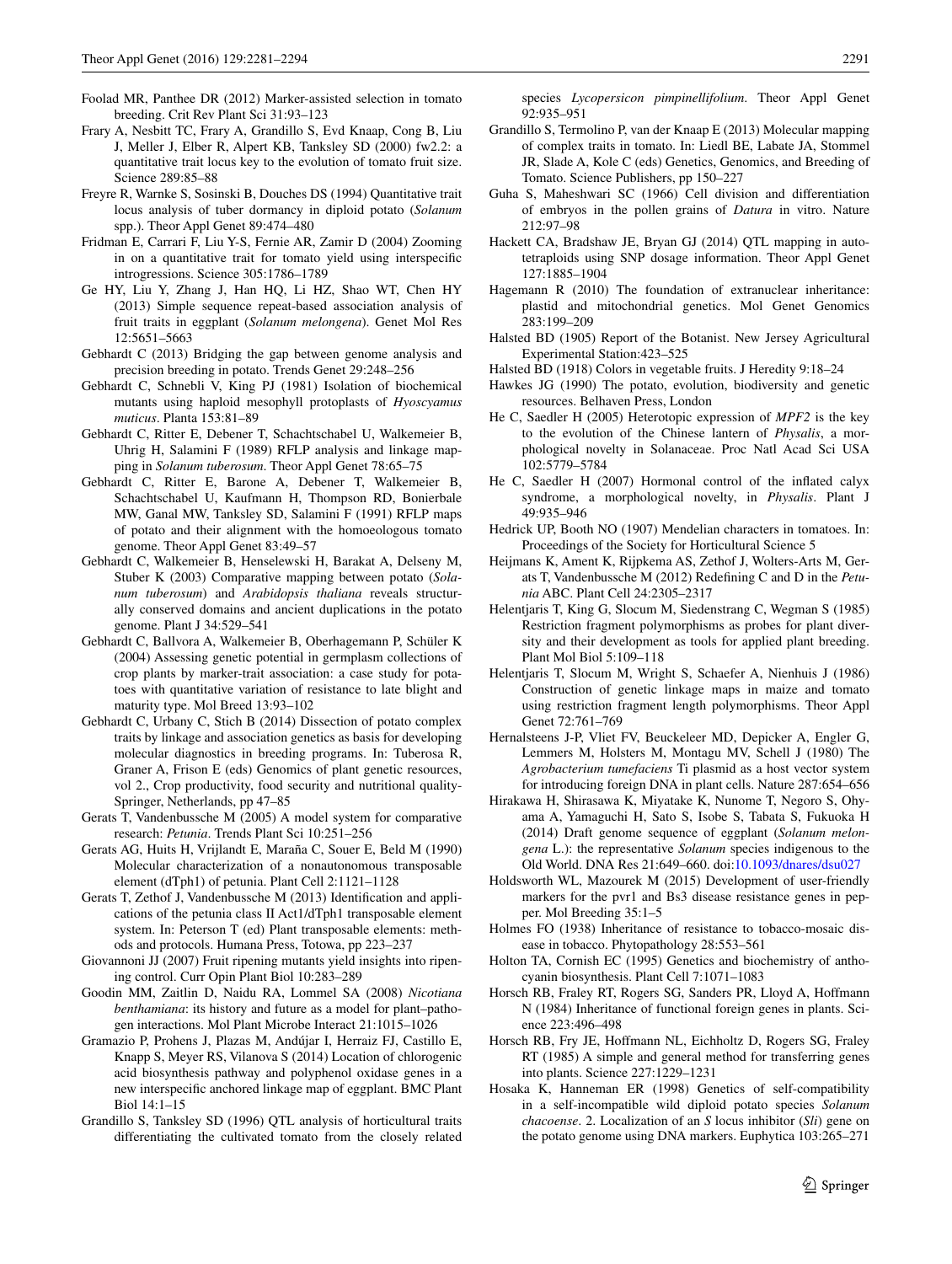Foolad MR, Panthee DR (2012) Marker-assisted selection in tomato breeding. Crit Rev Plant Sci 31:93–123

Frary A, Nesbitt TC, Frary A, Grandillo S, Evd Knaap, Cong B, Liu J, Meller J, Elber R, Alpert KB, Tanksley SD (2000) fw2.2: a quantitative trait locus key to the evolution of tomato fruit size. Science 289:85–88

Freyre R, Warnke S, Sosinski B, Douches DS (1994) Quantitative trait locus analysis of tuber dormancy in diploid potato (*Solanum* spp.). Theor Appl Genet 89:474–480

Fridman E, Carrari F, Liu Y-S, Fernie AR, Zamir D (2004) Zooming in on a quantitative trait for tomato yield using interspecific introgressions. Science 305:1786–1789

Ge HY, Liu Y, Zhang J, Han HQ, Li HZ, Shao WT, Chen HY (2013) Simple sequence repeat-based association analysis of fruit traits in eggplant (*Solanum melongena*). Genet Mol Res 12:5651–5663

Gebhardt C (2013) Bridging the gap between genome analysis and precision breeding in potato. Trends Genet 29:248–256

Gebhardt C, Schnebli V, King PJ (1981) Isolation of biochemical mutants using haploid mesophyll protoplasts of *Hyoscyamus muticus*. Planta 153:81–89

Gebhardt C, Ritter E, Debener T, Schachtschabel U, Walkemeier B, Uhrig H, Salamini F (1989) RFLP analysis and linkage mapping in *Solanum tuberosum*. Theor Appl Genet 78:65–75

Gebhardt C, Ritter E, Barone A, Debener T, Walkemeier B, Schachtschabel U, Kaufmann H, Thompson RD, Bonierbale MW, Ganal MW, Tanksley SD, Salamini F (1991) RFLP maps of potato and their alignment with the homoeologous tomato genome. Theor Appl Genet 83:49–57

Gebhardt C, Walkemeier B, Henselewski H, Barakat A, Delseny M, Stuber K (2003) Comparative mapping between potato (*Solanum tuberosum*) and *Arabidopsis thaliana* reveals structurally conserved domains and ancient duplications in the potato genome. Plant J 34:529–541

Gebhardt C, Ballvora A, Walkemeier B, Oberhagemann P, Schüler K (2004) Assessing genetic potential in germplasm collections of crop plants by marker-trait association: a case study for potatoes with quantitative variation of resistance to late blight and maturity type. Mol Breed 13:93–102

Gebhardt C, Urbany C, Stich B (2014) Dissection of potato complex traits by linkage and association genetics as basis for developing molecular diagnostics in breeding programs. In: Tuberosa R, Graner A, Frison E (eds) Genomics of plant genetic resources, vol 2., Crop productivity, food security and nutritional quality-Springer, Netherlands, pp 47–85

Gerats T, Vandenbussche M (2005) A model system for comparative research: *Petunia*. Trends Plant Sci 10:251–256

Gerats AG, Huits H, Vrijlandt E, Maraña C, Souer E, Beld M (1990) Molecular characterization of a nonautonomous transposable element (dTph1) of petunia. Plant Cell 2:1121–1128

Gerats T, Zethof J, Vandenbussche M (2013) Identification and applications of the petunia class II Act1/dTph1 transposable element system. In: Peterson T (ed) Plant transposable elements: methods and protocols. Humana Press, Totowa, pp 223–237

Giovannoni JJ (2007) Fruit ripening mutants yield insights into ripening control. Curr Opin Plant Biol 10:283–289

Goodin MM, Zaitlin D, Naidu RA, Lommel SA (2008) *Nicotiana benthamiana*: its history and future as a model for plant–pathogen interactions. Mol Plant Microbe Interact 21:1015–1026

Gramazio P, Prohens J, Plazas M, Andújar I, Herraiz FJ, Castillo E, Knapp S, Meyer RS, Vilanova S (2014) Location of chlorogenic acid biosynthesis pathway and polyphenol oxidase genes in a new interspecific anchored linkage map of eggplant. BMC Plant Biol 14:1–15

Grandillo S, Tanksley SD (1996) QTL analysis of horticultural traits differentiating the cultivated tomato from the closely related species *Lycopersicon pimpinellifolium*. Theor Appl Genet 92:935–951

Grandillo S, Termolino P, van der Knaap E (2013) Molecular mapping of complex traits in tomato. In: Liedl BE, Labate JA, Stommel JR, Slade A, Kole C (eds) Genetics, Genomics, and Breeding of Tomato. Science Publishers, pp 150–227

Guha S, Maheshwari SC (1966) Cell division and differentiation of embryos in the pollen grains of *Datura* in vitro. Nature 212:97–98

Hackett CA, Bradshaw JE, Bryan GJ (2014) QTL mapping in autotetraploids using SNP dosage information. Theor Appl Genet 127:1885–1904

Hagemann R (2010) The foundation of extranuclear inheritance: plastid and mitochondrial genetics. Mol Genet Genomics 283:199–209

Halsted BD (1905) Report of the Botanist. New Jersey Agricultural Experimental Station:423–525

Halsted BD (1918) Colors in vegetable fruits. J Heredity 9:18–24

Hawkes JG (1990) The potato, evolution, biodiversity and genetic resources. Belhaven Press, London

He C, Saedler H (2005) Heterotopic expression of *MPF2* is the key to the evolution of the Chinese lantern of *Physalis*, a morphological novelty in Solanaceae. Proc Natl Acad Sci USA 102:5779–5784

He C, Saedler H (2007) Hormonal control of the inflated calyx syndrome, a morphological novelty, in *Physalis*. Plant J 49:935–946

Hedrick UP, Booth NO (1907) Mendelian characters in tomatoes. In: Proceedings of the Society for Horticultural Science 5

Heijmans K, Ament K, Rijpkema AS, Zethof J, Wolters-Arts M, Gerats T, Vandenbussche M (2012) Redefining C and D in the *Petunia* ABC. Plant Cell 24:2305–2317

Helentjaris T, King G, Slocum M, Siedenstrang C, Wegman S (1985) Restriction fragment polymorphisms as probes for plant diversity and their development as tools for applied plant breeding. Plant Mol Biol 5:109–118

Helentjaris T, Slocum M, Wright S, Schaefer A, Nienhuis J (1986) Construction of genetic linkage maps in maize and tomato using restriction fragment length polymorphisms. Theor Appl Genet 72:761–769

Hernalsteens J-P, Vliet FV, Beuckeleer MD, Depicker A, Engler G, Lemmers M, Holsters M, Montagu MV, Schell J (1980) The *Agrobacterium tumefaciens* Ti plasmid as a host vector system for introducing foreign DNA in plant cells. Nature 287:654–656

Hirakawa H, Shirasawa K, Miyatake K, Nunome T, Negoro S, Ohyama A, Yamaguchi H, Sato S, Isobe S, Tabata S, Fukuoka H (2014) Draft genome sequence of eggplant (*Solanum melongena* L.): the representative *Solanum* species indigenous to the Old World. DNA Res 21:649–660. doi:10.1093/dnares/dsu027

Holdsworth WL, Mazourek M (2015) Development of user-friendly markers for the pvr1 and Bs3 disease resistance genes in pepper. Mol Breeding 35:1–5

Holmes FO (1938) Inheritance of resistance to tobacco-mosaic disease in tobacco. Phytopathology 28:553–561

Holton TA, Cornish EC (1995) Genetics and biochemistry of anthocyanin biosynthesis. Plant Cell 7:1071–1083

Horsch RB, Fraley RT, Rogers SG, Sanders PR, Lloyd A, Hoffmann N (1984) Inheritance of functional foreign genes in plants. Science 223:496–498

Horsch RB, Fry JE, Hoffmann NL, Eichholtz D, Rogers SG, Fraley RT (1985) A simple and general method for transferring genes into plants. Science 227:1229–1231

Hosaka K, Hanneman ER (1998) Genetics of self-compatibility in a self-incompatible wild diploid potato species *Solanum chacoense*. 2. Localization of an *S* locus inhibitor (*Sli*) gene on the potato genome using DNA markers. Euphytica 103:265–271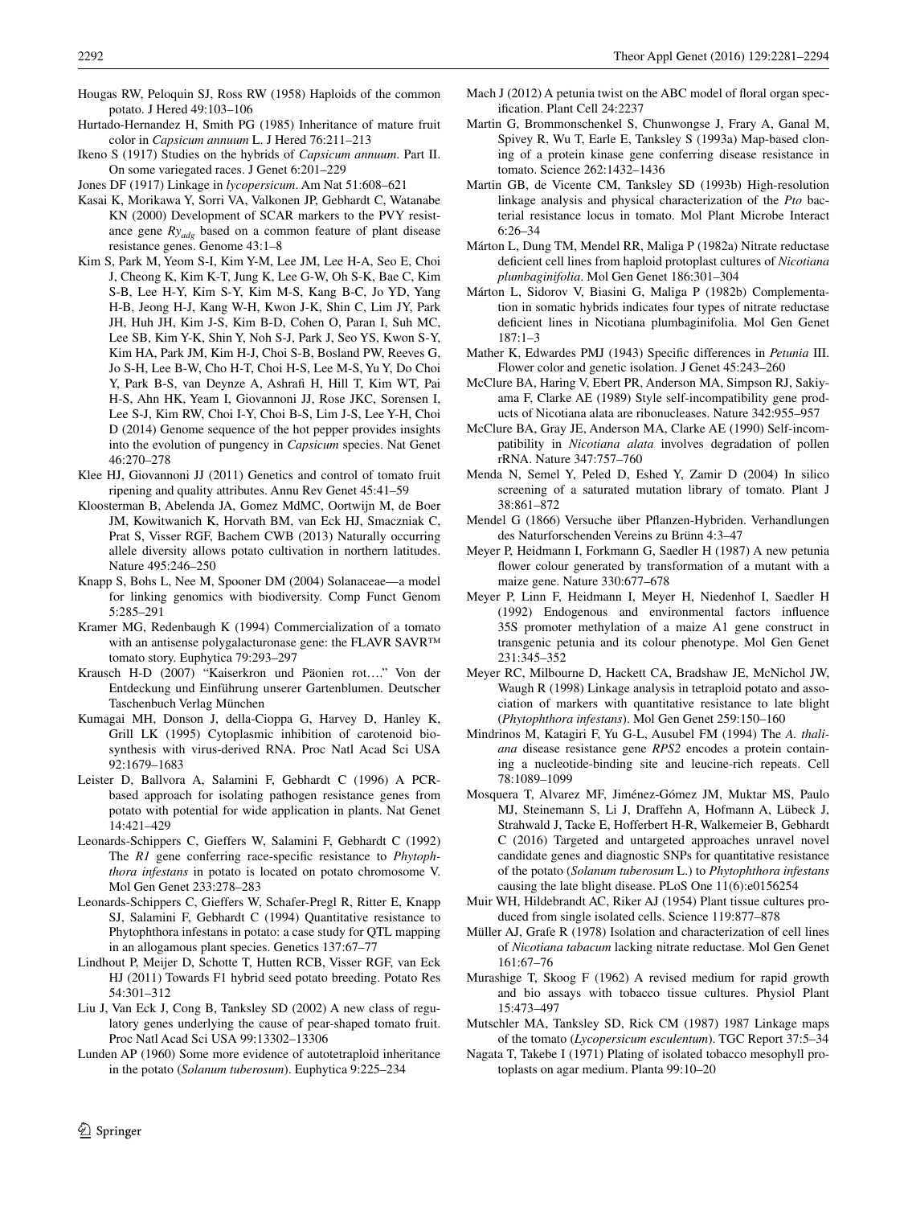Hougas RW, Peloquin SJ, Ross RW (1958) Haploids of the common potato. J Hered 49:103–106

Hurtado-Hernandez H, Smith PG (1985) Inheritance of mature fruit color in *Capsicum annuum* L. J Hered 76:211–213

Ikeno S (1917) Studies on the hybrids of *Capsicum annuum*. Part II. On some variegated races. J Genet 6:201–229

Jones DF (1917) Linkage in *lycopersicum*. Am Nat 51:608–621

Kasai K, Morikawa Y, Sorri VA, Valkonen JP, Gebhardt C, Watanabe KN (2000) Development of SCAR markers to the PVY resistance gene $Ry_{adg}$ based on a common feature of plant disease resistance genes. Genome 43:1–8

Kim S, Park M, Yeom S-I, Kim Y-M, Lee JM, Lee H-A, Seo E, Choi J, Cheong K, Kim K-T, Jung K, Lee G-W, Oh S-K, Bae C, Kim S-B, Lee H-Y, Kim S-Y, Kim M-S, Kang B-C, Jo YD, Yang H-B, Jeong H-J, Kang W-H, Kwon J-K, Shin C, Lim JY, Park JH, Huh JH, Kim J-S, Kim B-D, Cohen O, Paran I, Suh MC, Lee SB, Kim Y-K, Shin Y, Noh S-J, Park J, Seo YS, Kwon S-Y, Kim HA, Park JM, Kim H-J, Choi S-B, Bosland PW, Reeves G, Jo S-H, Lee B-W, Cho H-T, Choi H-S, Lee M-S, Yu Y, Do Choi Y, Park B-S, van Deynze A, Ashrafi H, Hill T, Kim WT, Pai H-S, Ahn HK, Yeam I, Giovannoni JJ, Rose JKC, Sorensen I, Lee S-J, Kim RW, Choi I-Y, Choi B-S, Lim J-S, Lee Y-H, Choi D (2014) Genome sequence of the hot pepper provides insights into the evolution of pungency in *Capsicum* species. Nat Genet 46:270–278

Klee HJ, Giovannoni JJ (2011) Genetics and control of tomato fruit ripening and quality attributes. Annu Rev Genet 45:41–59

Kloosterman B, Abelenda JA, Gomez MdMC, Oortwijn M, de Boer JM, Kowitwanich K, Horvath BM, van Eck HJ, Smaczniak C, Prat S, Visser RGF, Bachem CWB (2013) Naturally occurring allele diversity allows potato cultivation in northern latitudes. Nature 495:246–250

Knapp S, Bohs L, Nee M, Spooner DM (2004) Solanaceae—a model for linking genomics with biodiversity. Comp Funct Genom 5:285–291

Kramer MG, Redenbaugh K (1994) Commercialization of a tomato with an antisense polygalacturonase gene: the FLAVR SAVR™ tomato story. Euphytica 79:293–297

Krausch H-D (2007) "Kaiserkron und Päonien rot…." Von der Entdeckung und Einführung unserer Gartenblumen. Deutscher Taschenbuch Verlag München

Kumagai MH, Donson J, della-Cioppa G, Harvey D, Hanley K, Grill LK (1995) Cytoplasmic inhibition of carotenoid biosynthesis with virus-derived RNA. Proc Natl Acad Sci USA 92:1679–1683

Leister D, Ballvora A, Salamini F, Gebhardt C (1996) A PCR-based approach for isolating pathogen resistance genes from potato with potential for wide application in plants. Nat Genet 14:421–429

Leonards-Schippers C, Gieffers W, Salamini F, Gebhardt C (1992) The *R1* gene conferring race-specific resistance to *Phytophthora infestans* in potato is located on potato chromosome V. Mol Gen Genet 233:278–283

Leonards-Schippers C, Gieffers W, Schafer-Pregl R, Ritter E, Knapp SJ, Salamini F, Gebhardt C (1994) Quantitative resistance to Phytophthora infestans in potato: a case study for QTL mapping in an allogamous plant species. Genetics 137:67–77

Lindhout P, Meijer D, Schotte T, Hutten RCB, Visser RGF, van Eck HJ (2011) Towards F1 hybrid seed potato breeding. Potato Res 54:301–312

Liu J, Van Eck J, Cong B, Tanksley SD (2002) A new class of regulatory genes underlying the cause of pear-shaped tomato fruit. Proc Natl Acad Sci USA 99:13302–13306

Lunden AP (1960) Some more evidence of autotetraploid inheritance in the potato (*Solanum tuberosum*). Euphytica 9:225–234

Mach J (2012) A petunia twist on the ABC model of floral organ specification. Plant Cell 24:2237

Martin G, Brommonschenkel S, Chunwongse J, Frary A, Ganal M, Spivey R, Wu T, Earle E, Tanksley S (1993a) Map-based cloning of a protein kinase gene conferring disease resistance in tomato. Science 262:1432–1436

Martin GB, de Vicente CM, Tanksley SD (1993b) High-resolution linkage analysis and physical characterization of the *Pto* bacterial resistance locus in tomato. Mol Plant Microbe Interact 6:26–34

Márton L, Dung TM, Mendel RR, Maliga P (1982a) Nitrate reductase deficient cell lines from haploid protoplast cultures of *Nicotiana plumbaginifolia*. Mol Gen Genet 186:301–304

Márton L, Sidorov V, Biasini G, Maliga P (1982b) Complementation in somatic hybrids indicates four types of nitrate reductase deficient lines in Nicotiana plumbaginifolia. Mol Gen Genet 187:1–3

Mather K, Edwardes PMJ (1943) Specific differences in *Petunia* III. Flower color and genetic isolation. J Genet 45:243–260

McClure BA, Haring V, Ebert PR, Anderson MA, Simpson RJ, Sakiyama F, Clarke AE (1989) Style self-incompatibility gene products of Nicotiana alata are ribonucleases. Nature 342:955–957

McClure BA, Gray JE, Anderson MA, Clarke AE (1990) Self-incompatibility in *Nicotiana alata* involves degradation of pollen rRNA. Nature 347:757–760

Menda N, Semel Y, Peled D, Eshed Y, Zamir D (2004) In silico screening of a saturated mutation library of tomato. Plant J 38:861–872

Mendel G (1866) Versuche über Pflanzen-Hybriden. Verhandlungen des Naturforschenden Vereins zu Brünn 4:3–47

Meyer P, Heidmann I, Forkmann G, Saedler H (1987) A new petunia flower colour generated by transformation of a mutant with a maize gene. Nature 330:677–678

Meyer P, Linn F, Heidmann I, Meyer H, Niedenhof I, Saedler H (1992) Endogenous and environmental factors influence 35S promoter methylation of a maize A1 gene construct in transgenic petunia and its colour phenotype. Mol Gen Genet 231:345–352

Meyer RC, Milbourne D, Hackett CA, Bradshaw JE, McNichol JW, Waugh R (1998) Linkage analysis in tetraploid potato and association of markers with quantitative resistance to late blight (*Phytophthora infestans*). Mol Gen Genet 259:150–160

Mindrinos M, Katagiri F, Yu G-L, Ausubel FM (1994) The *A. thaliana* disease resistance gene *RPS2* encodes a protein containing a nucleotide-binding site and leucine-rich repeats. Cell 78:1089–1099

Mosquera T, Alvarez MF, Jiménez-Gómez JM, Muktar MS, Paulo MJ, Steinemann S, Li J, Draffehn A, Hofmann A, Lübeck J, Strahwald J, Tacke E, Hofferbert H-R, Walkemeier B, Gebhardt C (2016) Targeted and untargeted approaches unravel novel candidate genes and diagnostic SNPs for quantitative resistance of the potato (*Solanum tuberosum* L.) to *Phytophthora infestans* causing the late blight disease. PLoS One 11(6):e0156254

Muir WH, Hildebrandt AC, Riker AJ (1954) Plant tissue cultures produced from single isolated cells. Science 119:877–878

Müller AJ, Grafe R (1978) Isolation and characterization of cell lines of *Nicotiana tabacum* lacking nitrate reductase. Mol Gen Genet 161:67–76

Murashige T, Skoog F (1962) A revised medium for rapid growth and bio assays with tobacco tissue cultures. Physiol Plant 15:473–497

Mutschler MA, Tanksley SD, Rick CM (1987) 1987 Linkage maps of the tomato (*Lycopersicum esculentum*). TGC Report 37:5–34

Nagata T, Takebe I (1971) Plating of isolated tobacco mesophyll protoplasts on agar medium. Planta 99:10–20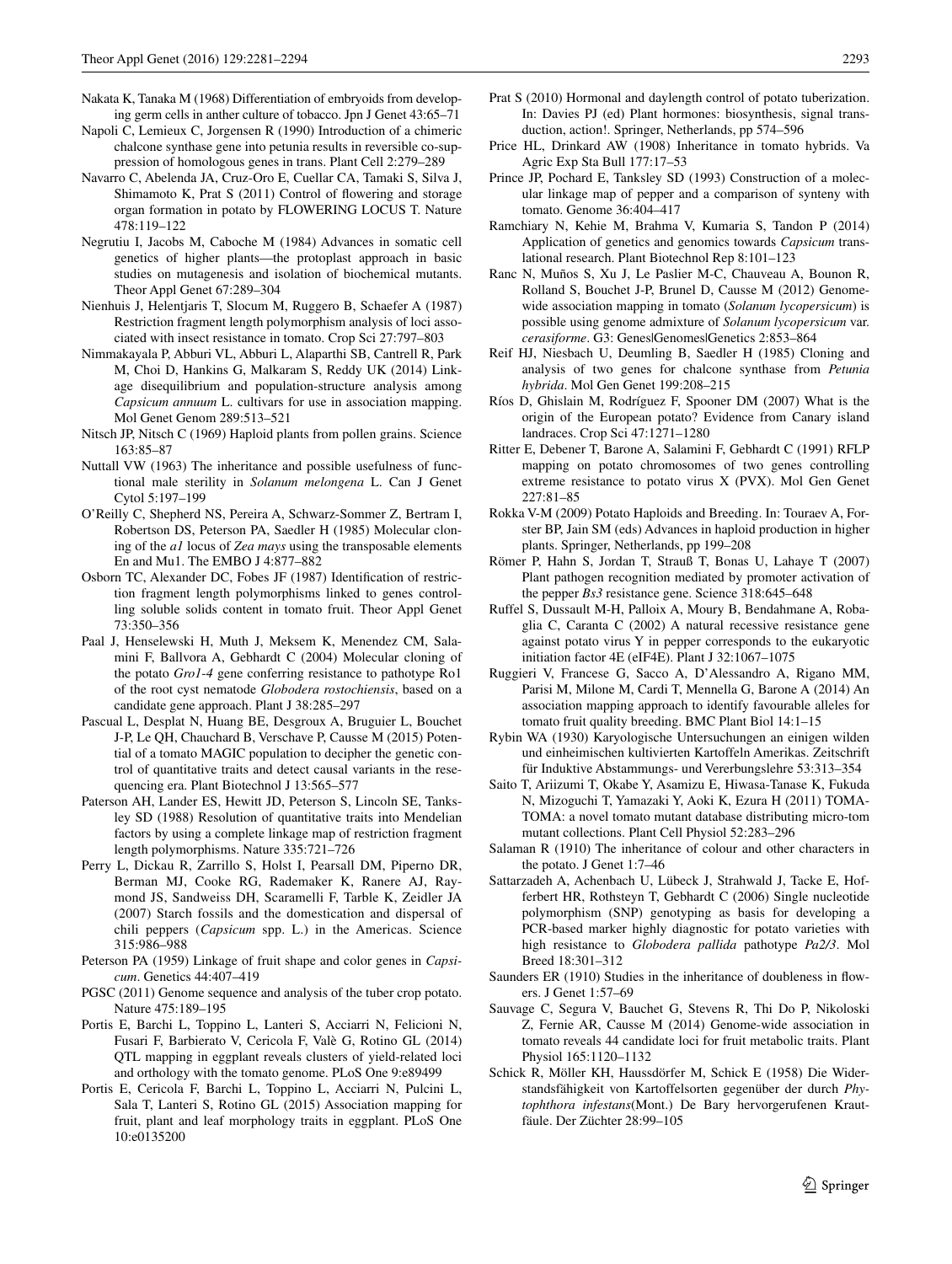Nakata K, Tanaka M (1968) Differentiation of embryoids from developing germ cells in anther culture of tobacco. Jpn J Genet 43:65–71

Napoli C, Lemieux C, Jorgensen R (1990) Introduction of a chimeric chalcone synthase gene into petunia results in reversible co-suppression of homologous genes in trans. Plant Cell 2:279–289

Navarro C, Abelenda JA, Cruz-Oro E, Cuellar CA, Tamaki S, Silva J, Shimamoto K, Prat S (2011) Control of flowering and storage organ formation in potato by FLOWERING LOCUS T. Nature 478:119–122

Negrutiu I, Jacobs M, Caboche M (1984) Advances in somatic cell genetics of higher plants—the protoplast approach in basic studies on mutagenesis and isolation of biochemical mutants. Theor Appl Genet 67:289–304

Nienhuis J, Helentjaris T, Slocum M, Ruggero B, Schaefer A (1987) Restriction fragment length polymorphism analysis of loci associated with insect resistance in tomato. Crop Sci 27:797–803

Nimmakayala P, Abburi VL, Abburi L, Alaparthi SB, Cantrell R, Park M, Choi D, Hankins G, Malkaram S, Reddy UK (2014) Linkage disequilibrium and population-structure analysis among *Capsicum annuum* L. cultivars for use in association mapping. Mol Genet Genom 289:513–521

Nitsch JP, Nitsch C (1969) Haploid plants from pollen grains. Science 163:85–87

Nuttall VW (1963) The inheritance and possible usefulness of functional male sterility in *Solanum melongena* L. Can J Genet Cytol 5:197–199

O'Reilly C, Shepherd NS, Pereira A, Schwarz-Sommer Z, Bertram I, Robertson DS, Peterson PA, Saedler H (1985) Molecular cloning of the *a1* locus of *Zea mays* using the transposable elements En and Mu1. The EMBO J 4:877–882

Osborn TC, Alexander DC, Fobes JF (1987) Identification of restriction fragment length polymorphisms linked to genes controlling soluble solids content in tomato fruit. Theor Appl Genet 73:350–356

Paal J, Henselewski H, Muth J, Meksem K, Menendez CM, Salamini F, Ballvora A, Gebhardt C (2004) Molecular cloning of the potato *Gro1-4* gene conferring resistance to pathotype Ro1 of the root cyst nematode *Globodera rostochiensis*, based on a candidate gene approach. Plant J 38:285–297

Pascual L, Desplat N, Huang BE, Desgroux A, Bruguier L, Bouchet J-P, Le QH, Chauchard B, Verschave P, Causse M (2015) Potential of a tomato MAGIC population to decipher the genetic control of quantitative traits and detect causal variants in the resequencing era. Plant Biotechnol J 13:565–577

Paterson AH, Lander ES, Hewitt JD, Peterson S, Lincoln SE, Tanksley SD (1988) Resolution of quantitative traits into Mendelian factors by using a complete linkage map of restriction fragment length polymorphisms. Nature 335:721–726

Perry L, Dickau R, Zarrillo S, Holst I, Pearsall DM, Piperno DR, Berman MJ, Cooke RG, Rademaker K, Ranere AJ, Raymond JS, Sandweiss DH, Scaramelli F, Tarble K, Zeidler JA (2007) Starch fossils and the domestication and dispersal of chili peppers (*Capsicum* spp. L.) in the Americas. Science 315:986–988

Peterson PA (1959) Linkage of fruit shape and color genes in *Capsicum*. Genetics 44:407–419

PGSC (2011) Genome sequence and analysis of the tuber crop potato. Nature 475:189–195

Portis E, Barchi L, Toppino L, Lanteri S, Acciarri N, Felicioni N, Fusari F, Barbierato V, Cericola F, Valè G, Rotino GL (2014) QTL mapping in eggplant reveals clusters of yield-related loci and orthology with the tomato genome. PLoS One 9:e89499

Portis E, Cericola F, Barchi L, Toppino L, Acciarri N, Pulcini L, Sala T, Lanteri S, Rotino GL (2015) Association mapping for fruit, plant and leaf morphology traits in eggplant. PLoS One 10:e0135200

Prat S (2010) Hormonal and daylength control of potato tuberization. In: Davies PJ (ed) Plant hormones: biosynthesis, signal transduction, action!. Springer, Netherlands, pp 574–596

Price HL, Drinkard AW (1908) Inheritance in tomato hybrids. Va Agric Exp Sta Bull 177:17–53

Prince JP, Pochard E, Tanksley SD (1993) Construction of a molecular linkage map of pepper and a comparison of synteny with tomato. Genome 36:404–417

Ramchiary N, Kehie M, Brahma V, Kumaria S, Tandon P (2014) Application of genetics and genomics towards *Capsicum* translational research. Plant Biotechnol Rep 8:101–123

Ranc N, Muños S, Xu J, Le Paslier M-C, Chauveau A, Bounon R, Rolland S, Bouchet J-P, Brunel D, Causse M (2012) Genome-wide association mapping in tomato (*Solanum lycopersicum*) is possible using genome admixture of *Solanum lycopersicum* var. *cerasiforme*. G3: Genes|Genomes|Genetics 2:853–864

Reif HJ, Niesbach U, Deumling B, Saedler H (1985) Cloning and analysis of two genes for chalcone synthase from *Petunia hybrida*. Mol Gen Genet 199:208–215

Ríos D, Ghislain M, Rodríguez F, Spooner DM (2007) What is the origin of the European potato? Evidence from Canary island landraces. Crop Sci 47:1271–1280

Ritter E, Debener T, Barone A, Salamini F, Gebhardt C (1991) RFLP mapping on potato chromosomes of two genes controlling extreme resistance to potato virus X (PVX). Mol Gen Genet 227:81–85

Rokka V-M (2009) Potato Haploids and Breeding. In: Touraev A, Forster BP, Jain SM (eds) Advances in haploid production in higher plants. Springer, Netherlands, pp 199–208

Römer P, Hahn S, Jordan T, Strauß T, Bonas U, Lahaye T (2007) Plant pathogen recognition mediated by promoter activation of the pepper *Bs3* resistance gene. Science 318:645–648

Ruffel S, Dussault M-H, Palloix A, Moury B, Bendahmane A, Robaglia C, Caranta C (2002) A natural recessive resistance gene against potato virus Y in pepper corresponds to the eukaryotic initiation factor 4E (eIF4E). Plant J 32:1067–1075

Ruggieri V, Francese G, Sacco A, D'Alessandro A, Rigano MM, Parisi M, Milone M, Cardi T, Mennella G, Barone A (2014) An association mapping approach to identify favourable alleles for tomato fruit quality breeding. BMC Plant Biol 14:1–15

Rybin WA (1930) Karyologische Untersuchungen an einigen wilden und einheimischen kultivierten Kartoffeln Amerikas. Zeitschrift für Induktive Abstammungs- und Vererbungslehre 53:313–354

Saito T, Ariizumi T, Okabe Y, Asamizu E, Hiwasa-Tanase K, Fukuda N, Mizoguchi T, Yamazaki Y, Aoki K, Ezura H (2011) TOMATOMA: a novel tomato mutant database distributing micro-tom mutant collections. Plant Cell Physiol 52:283–296

Salaman R (1910) The inheritance of colour and other characters in the potato. J Genet 1:7–46

Sattarzadeh A, Achenbach U, Lübeck J, Strahwald J, Tacke E, Hofferbert HR, Rothsteyn T, Gebhardt C (2006) Single nucleotide polymorphism (SNP) genotyping as basis for developing a PCR-based marker highly diagnostic for potato varieties with high resistance to *Globodera pallida* pathotype *Pa2/3*. Mol Breed 18:301–312

Saunders ER (1910) Studies in the inheritance of doubleness in flowers. J Genet 1:57–69

Sauvage C, Segura V, Bauchet G, Stevens R, Thi Do P, Nikoloski Z, Fernie AR, Causse M (2014) Genome-wide association in tomato reveals 44 candidate loci for fruit metabolic traits. Plant Physiol 165:1120–1132

Schick R, Möller KH, Haussdörfer M, Schick E (1958) Die Widerstandsfähigkeit von Kartoffelsorten gegenüber der durch *Phytophthora infestans*(Mont.) De Bary hervorgerufenen Krautfäule. Der Züchter 28:99–105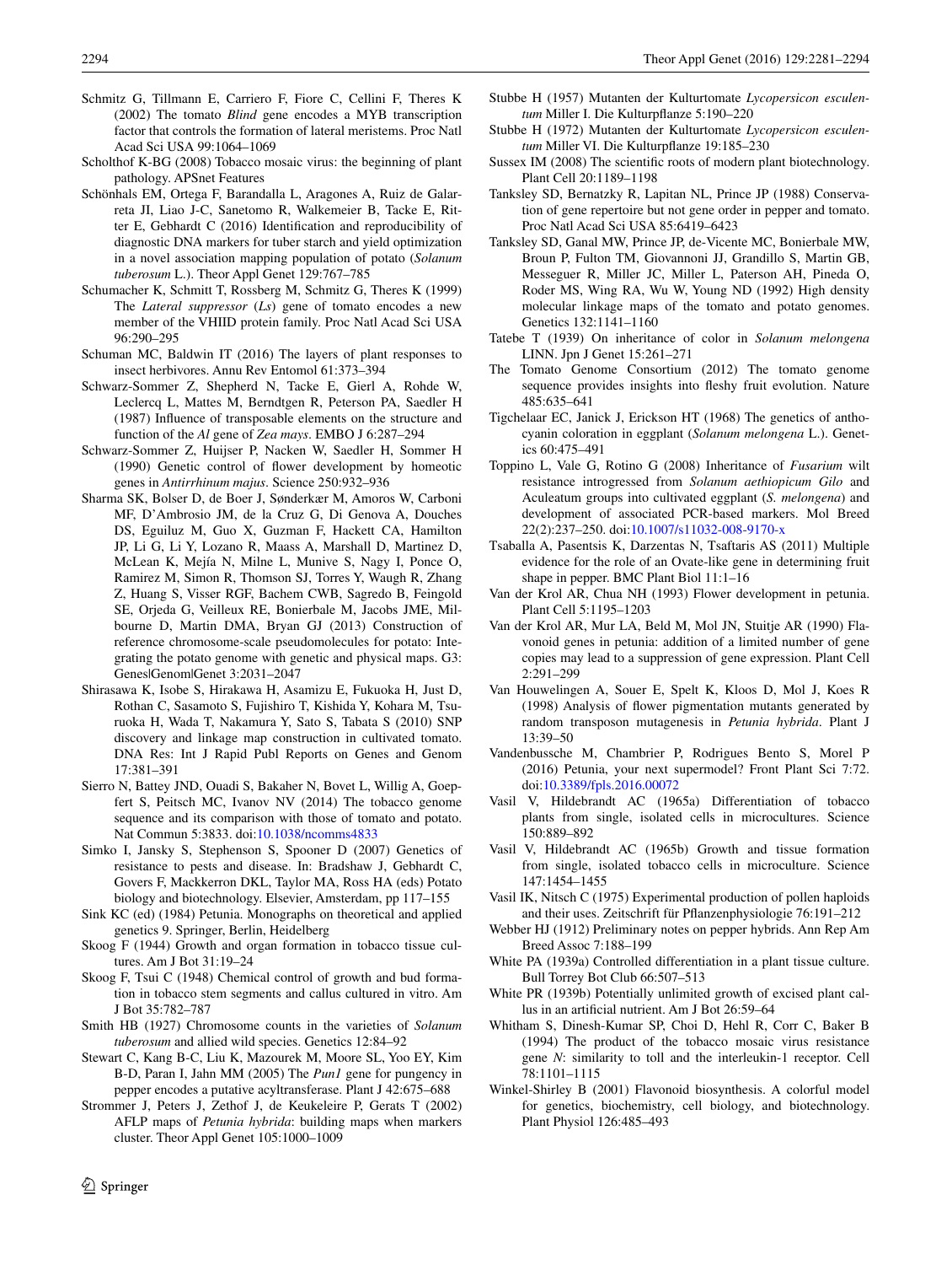Schmitz G, Tillmann E, Carriero F, Fiore C, Cellini F, Theres K (2002) The tomato *Blind* gene encodes a MYB transcription factor that controls the formation of lateral meristems. Proc Natl Acad Sci USA 99:1064–1069

Scholthof K-BG (2008) Tobacco mosaic virus: the beginning of plant pathology. APSnet Features

Schönhals EM, Ortega F, Barandalla L, Aragones A, Ruiz de Galarreta JI, Liao J-C, Sanetomo R, Walkemeier B, Tacke E, Ritter E, Gebhardt C (2016) Identification and reproducibility of diagnostic DNA markers for tuber starch and yield optimization in a novel association mapping population of potato (*Solanum tuberosum* L.). Theor Appl Genet 129:767–785

Schumacher K, Schmitt T, Rossberg M, Schmitz G, Theres K (1999) The *Lateral suppressor* (*Ls*) gene of tomato encodes a new member of the VHIID protein family. Proc Natl Acad Sci USA 96:290–295

Schuman MC, Baldwin IT (2016) The layers of plant responses to insect herbivores. Annu Rev Entomol 61:373–394

Schwarz-Sommer Z, Shepherd N, Tacke E, Gierl A, Rohde W, Leclercq L, Mattes M, Berndtgen R, Peterson PA, Saedler H (1987) Influence of transposable elements on the structure and function of the *Al* gene of *Zea mays*. EMBO J 6:287–294

Schwarz-Sommer Z, Huijser P, Nacken W, Saedler H, Sommer H (1990) Genetic control of flower development by homeotic genes in *Antirrhinum majus*. Science 250:932–936

Sharma SK, Bolser D, de Boer J, Sønderkær M, Amoros W, Carboni MF, D'Ambrosio JM, de la Cruz G, Di Genova A, Douches DS, Eguiluz M, Guo X, Guzman F, Hackett CA, Hamilton JP, Li G, Li Y, Lozano R, Maass A, Marshall D, Martinez D, McLean K, Mejía N, Milne L, Munive S, Nagy I, Ponce O, Ramirez M, Simon R, Thomson SJ, Torres Y, Waugh R, Zhang Z, Huang S, Visser RGF, Bachem CWB, Sagredo B, Feingold SE, Orjeda G, Veilleux RE, Bonierbale M, Jacobs JME, Milbourne D, Martin DMA, Bryan GJ (2013) Construction of reference chromosome-scale pseudomolecules for potato: Integrating the potato genome with genetic and physical maps. G3: Genes|Genom|Genet 3:2031–2047

Shirasawa K, Isobe S, Hirakawa H, Asamizu E, Fukuoka H, Just D, Rothan C, Sasamoto S, Fujishiro T, Kishida Y, Kohara M, Tsuruoka H, Wada T, Nakamura Y, Sato S, Tabata S (2010) SNP discovery and linkage map construction in cultivated tomato. DNA Res: Int J Rapid Publ Reports on Genes and Genom 17:381–391

Sierro N, Battey JND, Ouadi S, Bakaher N, Bovet L, Willig A, Goepfert S, Peitsch MC, Ivanov NV (2014) The tobacco genome sequence and its comparison with those of tomato and potato. Nat Commun 5:3833. doi:10.1038/ncomms4833

Simko I, Jansky S, Stephenson S, Spooner D (2007) Genetics of resistance to pests and disease. In: Bradshaw J, Gebhardt C, Govers F, Mackkerron DKL, Taylor MA, Ross HA (eds) Potato biology and biotechnology. Elsevier, Amsterdam, pp 117–155

Sink KC (ed) (1984) Petunia. Monographs on theoretical and applied genetics 9. Springer, Berlin, Heidelberg

Skoog F (1944) Growth and organ formation in tobacco tissue cultures. Am J Bot 31:19–24

Skoog F, Tsui C (1948) Chemical control of growth and bud formation in tobacco stem segments and callus cultured in vitro. Am J Bot 35:782–787

Smith HB (1927) Chromosome counts in the varieties of *Solanum tuberosum* and allied wild species. Genetics 12:84–92

Stewart C, Kang B-C, Liu K, Mazourek M, Moore SL, Yoo EY, Kim B-D, Paran I, Jahn MM (2005) The *Pun1* gene for pungency in pepper encodes a putative acyltransferase. Plant J 42:675–688

Strommer J, Peters J, Zethof J, de Keukeleire P, Gerats T (2002) AFLP maps of *Petunia hybrida*: building maps when markers cluster. Theor Appl Genet 105:1000–1009

Stubbe H (1957) Mutanten der Kulturtomate *Lycopersicon esculentum* Miller I. Die Kulturpflanze 5:190–220

Stubbe H (1972) Mutanten der Kulturtomate *Lycopersicon esculentum* Miller VI. Die Kulturpflanze 19:185–230

Sussex IM (2008) The scientific roots of modern plant biotechnology. Plant Cell 20:1189–1198

Tanksley SD, Bernatzky R, Lapitan NL, Prince JP (1988) Conservation of gene repertoire but not gene order in pepper and tomato. Proc Natl Acad Sci USA 85:6419–6423

Tanksley SD, Ganal MW, Prince JP, de-Vicente MC, Bonierbale MW, Broun P, Fulton TM, Giovannoni JJ, Grandillo S, Martin GB, Messeguer R, Miller JC, Miller L, Paterson AH, Pineda O, Roder MS, Wing RA, Wu W, Young ND (1992) High density molecular linkage maps of the tomato and potato genomes. Genetics 132:1141–1160

Tatebe T (1939) On inheritance of color in *Solanum melongena* LINN. Jpn J Genet 15:261–271

The Tomato Genome Consortium (2012) The tomato genome sequence provides insights into fleshy fruit evolution. Nature 485:635–641

Tigchelaar EC, Janick J, Erickson HT (1968) The genetics of anthocyanin coloration in eggplant (*Solanum melongena* L.). Genetics 60:475–491

Toppino L, Vale G, Rotino G (2008) Inheritance of *Fusarium* wilt resistance introgressed from *Solanum aethiopicum Gilo* and Aculeatum groups into cultivated eggplant (*S. melongena*) and development of associated PCR-based markers. Mol Breed 22(2):237–250. doi:10.1007/s11032-008-9170-x

Tsaballa A, Pasentsis K, Darzentas N, Tsaftaris AS (2011) Multiple evidence for the role of an Ovate-like gene in determining fruit shape in pepper. BMC Plant Biol 11:1–16

Van der Krol AR, Chua NH (1993) Flower development in petunia. Plant Cell 5:1195–1203

Van der Krol AR, Mur LA, Beld M, Mol JN, Stuitje AR (1990) Flavonoid genes in petunia: addition of a limited number of gene copies may lead to a suppression of gene expression. Plant Cell 2:291–299

Van Houwelingen A, Souer E, Spelt K, Kloos D, Mol J, Koes R (1998) Analysis of flower pigmentation mutants generated by random transposon mutagenesis in *Petunia hybrida*. Plant J 13:39–50

Vandenbussche M, Chambrier P, Rodrigues Bento S, Morel P (2016) Petunia, your next supermodel? Front Plant Sci 7:72. doi:10.3389/fpls.2016.00072

Vasil V, Hildebrandt AC (1965a) Differentiation of tobacco plants from single, isolated cells in microcultures. Science 150:889–892

Vasil V, Hildebrandt AC (1965b) Growth and tissue formation from single, isolated tobacco cells in microculture. Science 147:1454–1455

Vasil IK, Nitsch C (1975) Experimental production of pollen haploids and their uses. Zeitschrift für Pflanzenphysiologie 76:191–212

Webber HJ (1912) Preliminary notes on pepper hybrids. Ann Rep Am Breed Assoc 7:188–199

White PA (1939a) Controlled differentiation in a plant tissue culture. Bull Torrey Bot Club 66:507–513

White PR (1939b) Potentially unlimited growth of excised plant callus in an artificial nutrient. Am J Bot 26:59–64

Whitham S, Dinesh-Kumar SP, Choi D, Hehl R, Corr C, Baker B (1994) The product of the tobacco mosaic virus resistance gene *N*: similarity to toll and the interleukin-1 receptor. Cell 78:1101–1115

Winkel-Shirley B (2001) Flavonoid biosynthesis. A colorful model for genetics, biochemistry, cell biology, and biotechnology. Plant Physiol 126:485–493